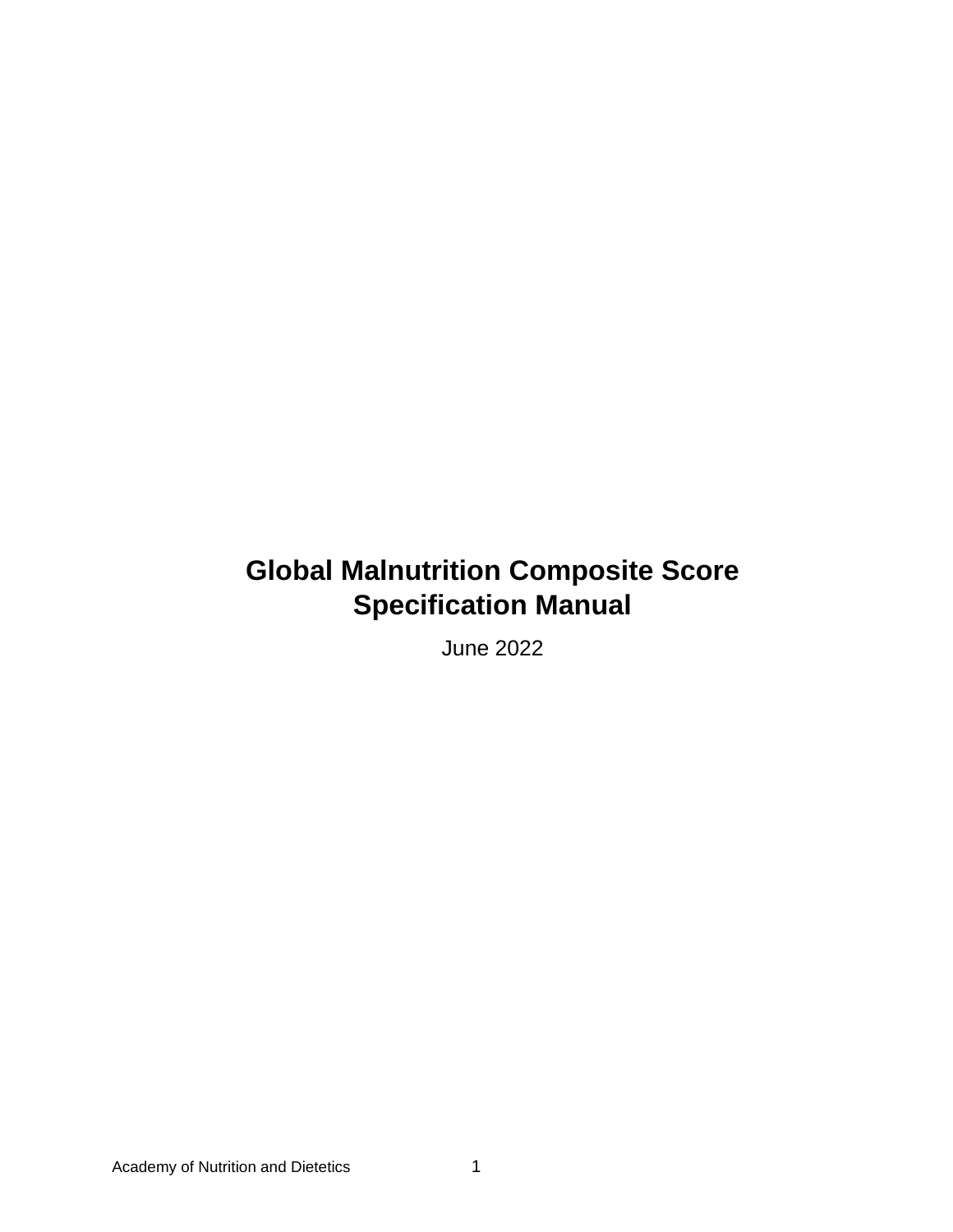# Global Malnutrition Composite Score Specification Manual

June 2022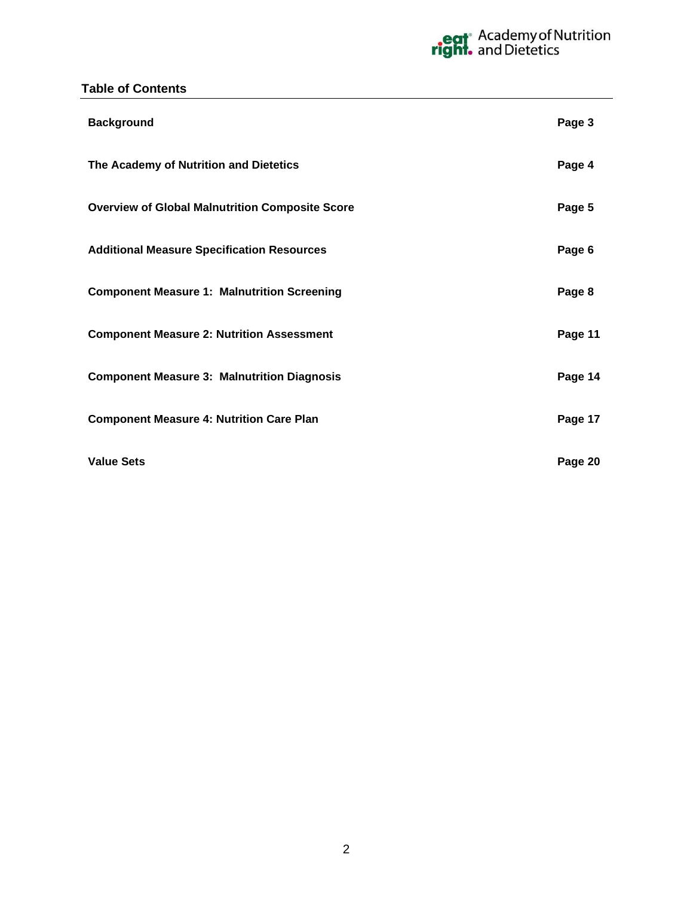## Table of Contents

| | |
|---|---|
| **Background** | **Page 3** |
| **The Academy of Nutrition and Dietetics** | **Page 4** |
| **Overview of Global Malnutrition Composite Score** | **Page 5** |
| **Additional Measure Specification Resources** | **Page 6** |
| **Component Measure 1: Malnutrition Screening** | **Page 8** |
| **Component Measure 2: Nutrition Assessment** | **Page 11** |
| **Component Measure 3: Malnutrition Diagnosis** | **Page 14** |
| **Component Measure 4: Nutrition Care Plan** | **Page 17** |
| **Value Sets** | **Page 20** |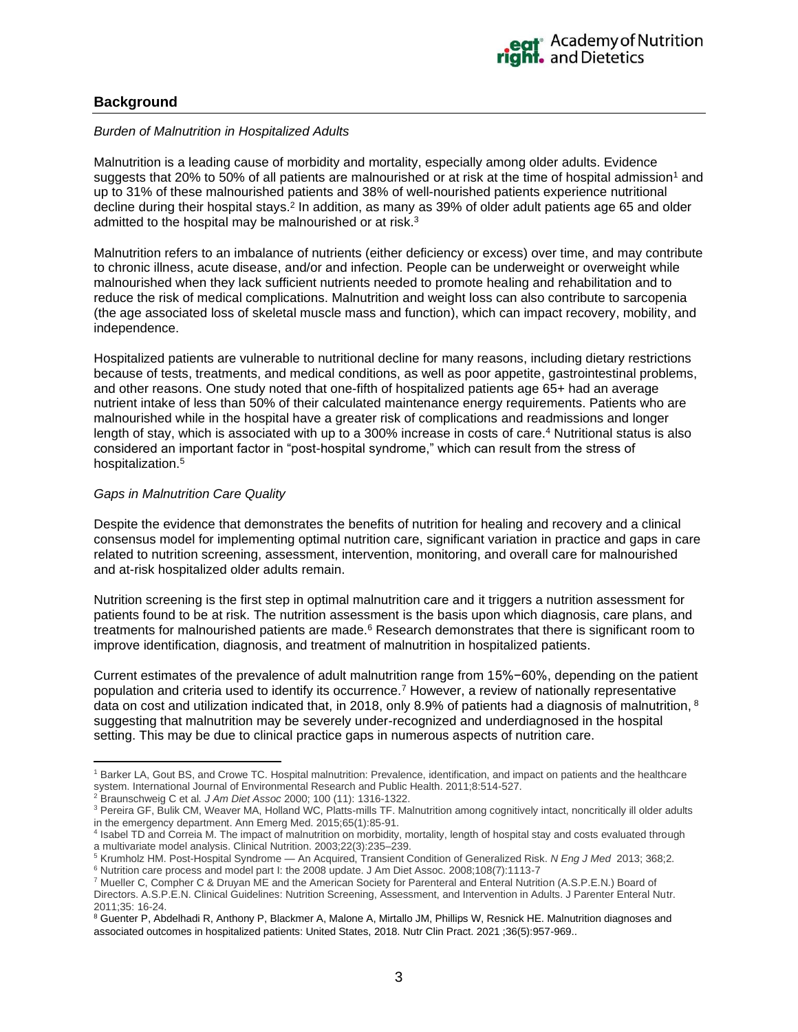## Background

*Burden of Malnutrition in Hospitalized Adults*

Malnutrition is a leading cause of morbidity and mortality, especially among older adults. Evidence suggests that 20% to 50% of all patients are malnourished or at risk at the time of hospital admission[1] and up to 31% of these malnourished patients and 38% of well-nourished patients experience nutritional decline during their hospital stays.[2] In addition, as many as 39% of older adult patients age 65 and older admitted to the hospital may be malnourished or at risk.[3]

Malnutrition refers to an imbalance of nutrients (either deficiency or excess) over time, and may contribute to chronic illness, acute disease, and/or and infection. People can be underweight or overweight while malnourished when they lack sufficient nutrients needed to promote healing and rehabilitation and to reduce the risk of medical complications. Malnutrition and weight loss can also contribute to sarcopenia (the age associated loss of skeletal muscle mass and function), which can impact recovery, mobility, and independence.

Hospitalized patients are vulnerable to nutritional decline for many reasons, including dietary restrictions because of tests, treatments, and medical conditions, as well as poor appetite, gastrointestinal problems, and other reasons. One study noted that one-fifth of hospitalized patients age 65+ had an average nutrient intake of less than 50% of their calculated maintenance energy requirements. Patients who are malnourished while in the hospital have a greater risk of complications and readmissions and longer length of stay, which is associated with up to a 300% increase in costs of care.[4] Nutritional status is also considered an important factor in "post-hospital syndrome," which can result from the stress of hospitalization.[5]

*Gaps in Malnutrition Care Quality*

Despite the evidence that demonstrates the benefits of nutrition for healing and recovery and a clinical consensus model for implementing optimal nutrition care, significant variation in practice and gaps in care related to nutrition screening, assessment, intervention, monitoring, and overall care for malnourished and at-risk hospitalized older adults remain.

Nutrition screening is the first step in optimal malnutrition care and it triggers a nutrition assessment for patients found to be at risk. The nutrition assessment is the basis upon which diagnosis, care plans, and treatments for malnourished patients are made.[6] Research demonstrates that there is significant room to improve identification, diagnosis, and treatment of malnutrition in hospitalized patients.

Current estimates of the prevalence of adult malnutrition range from 15%−60%, depending on the patient population and criteria used to identify its occurrence.[7] However, a review of nationally representative data on cost and utilization indicated that, in 2018, only 8.9% of patients had a diagnosis of malnutrition, [8] suggesting that malnutrition may be severely under-recognized and underdiagnosed in the hospital setting. This may be due to clinical practice gaps in numerous aspects of nutrition care.

---

[1] Barker LA, Gout BS, and Crowe TC. Hospital malnutrition: Prevalence, identification, and impact on patients and the healthcare system. International Journal of Environmental Research and Public Health. 2011;8:514-527.

[2] Braunschweig C et al*. J Am Diet Assoc* 2000; 100 (11): 1316-1322.

[3] Pereira GF, Bulik CM, Weaver MA, Holland WC, Platts-mills TF. Malnutrition among cognitively intact, noncritically ill older adults in the emergency department. Ann Emerg Med. 2015;65(1):85-91.

[4] Isabel TD and Correia M. The impact of malnutrition on morbidity, mortality, length of hospital stay and costs evaluated through a multivariate model analysis. Clinical Nutrition. 2003;22(3):235–239.

[5] Krumholz HM. Post-Hospital Syndrome — An Acquired, Transient Condition of Generalized Risk. *N Eng J Med* 2013; 368;2.

[6] Nutrition care process and model part I: the 2008 update. J Am Diet Assoc. 2008;108(7):1113-7

[7] Mueller C, Compher C & Druyan ME and the American Society for Parenteral and Enteral Nutrition (A.S.P.E.N.) Board of Directors. A.S.P.E.N. Clinical Guidelines: Nutrition Screening, Assessment, and Intervention in Adults. J Parenter Enteral Nutr. 2011;35: 16-24.

[8] Guenter P, Abdelhadi R, Anthony P, Blackmer A, Malone A, Mirtallo JM, Phillips W, Resnick HE. Malnutrition diagnoses and associated outcomes in hospitalized patients: United States, 2018. Nutr Clin Pract. 2021 ;36(5):957-969..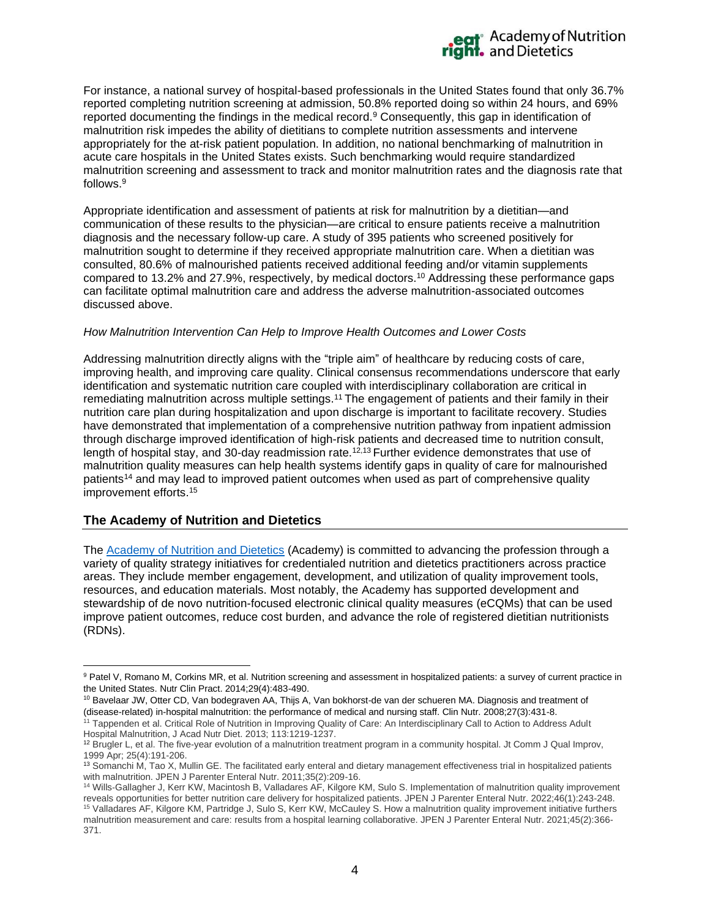For instance, a national survey of hospital-based professionals in the United States found that only 36.7% reported completing nutrition screening at admission, 50.8% reported doing so within 24 hours, and 69% reported documenting the findings in the medical record.[9] Consequently, this gap in identification of malnutrition risk impedes the ability of dietitians to complete nutrition assessments and intervene appropriately for the at-risk patient population. In addition, no national benchmarking of malnutrition in acute care hospitals in the United States exists. Such benchmarking would require standardized malnutrition screening and assessment to track and monitor malnutrition rates and the diagnosis rate that follows.[9]

Appropriate identification and assessment of patients at risk for malnutrition by a dietitian—and communication of these results to the physician—are critical to ensure patients receive a malnutrition diagnosis and the necessary follow-up care. A study of 395 patients who screened positively for malnutrition sought to determine if they received appropriate malnutrition care. When a dietitian was consulted, 80.6% of malnourished patients received additional feeding and/or vitamin supplements compared to 13.2% and 27.9%, respectively, by medical doctors.[10] Addressing these performance gaps can facilitate optimal malnutrition care and address the adverse malnutrition-associated outcomes discussed above.

*How Malnutrition Intervention Can Help to Improve Health Outcomes and Lower Costs*

Addressing malnutrition directly aligns with the "triple aim" of healthcare by reducing costs of care, improving health, and improving care quality. Clinical consensus recommendations underscore that early identification and systematic nutrition care coupled with interdisciplinary collaboration are critical in remediating malnutrition across multiple settings.[11] The engagement of patients and their family in their nutrition care plan during hospitalization and upon discharge is important to facilitate recovery. Studies have demonstrated that implementation of a comprehensive nutrition pathway from inpatient admission through discharge improved identification of high-risk patients and decreased time to nutrition consult, length of hospital stay, and 30-day readmission rate.[12,13] Further evidence demonstrates that use of malnutrition quality measures can help health systems identify gaps in quality of care for malnourished patients[14] and may lead to improved patient outcomes when used as part of comprehensive quality improvement efforts.[15]

## The Academy of Nutrition and Dietetics

The Academy of Nutrition and Dietetics (Academy) is committed to advancing the profession through a variety of quality strategy initiatives for credentialed nutrition and dietetics practitioners across practice areas. They include member engagement, development, and utilization of quality improvement tools, resources, and education materials. Most notably, the Academy has supported development and stewardship of de novo nutrition-focused electronic clinical quality measures (eCQMs) that can be used improve patient outcomes, reduce cost burden, and advance the role of registered dietitian nutritionists (RDNs).

---

[9] Patel V, Romano M, Corkins MR, et al. Nutrition screening and assessment in hospitalized patients: a survey of current practice in the United States. Nutr Clin Pract. 2014;29(4):483-490.

[10] Bavelaar JW, Otter CD, Van bodegraven AA, Thijs A, Van bokhorst-de van der schueren MA. Diagnosis and treatment of (disease-related) in-hospital malnutrition: the performance of medical and nursing staff. Clin Nutr. 2008;27(3):431-8.

[11] Tappenden et al. Critical Role of Nutrition in Improving Quality of Care: An Interdisciplinary Call to Action to Address Adult Hospital Malnutrition, J Acad Nutr Diet. 2013; 113:1219-1237.

[12] Brugler L, et al. The five-year evolution of a malnutrition treatment program in a community hospital. Jt Comm J Qual Improv, 1999 Apr; 25(4):191-206.

[13] Somanchi M, Tao X, Mullin GE. The facilitated early enteral and dietary management effectiveness trial in hospitalized patients with malnutrition. JPEN J Parenter Enteral Nutr. 2011;35(2):209-16.

[14] Wills-Gallagher J, Kerr KW, Macintosh B, Valladares AF, Kilgore KM, Sulo S. Implementation of malnutrition quality improvement reveals opportunities for better nutrition care delivery for hospitalized patients. JPEN J Parenter Enteral Nutr. 2022;46(1):243-248.

[15] Valladares AF, Kilgore KM, Partridge J, Sulo S, Kerr KW, McCauley S. How a malnutrition quality improvement initiative furthers malnutrition measurement and care: results from a hospital learning collaborative. JPEN J Parenter Enteral Nutr. 2021;45(2):366-371.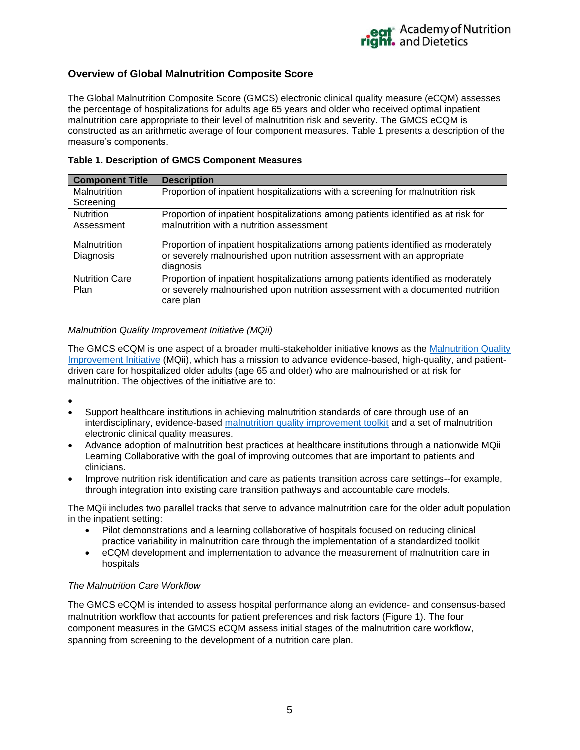## Overview of Global Malnutrition Composite Score

The Global Malnutrition Composite Score (GMCS) electronic clinical quality measure (eCQM) assesses the percentage of hospitalizations for adults age 65 years and older who received optimal inpatient malnutrition care appropriate to their level of malnutrition risk and severity. The GMCS eCQM is constructed as an arithmetic average of four component measures. Table 1 presents a description of the measure's components.

**Table 1. Description of GMCS Component Measures**

| Component Title | Description |
| --- | --- |
| Malnutrition Screening | Proportion of inpatient hospitalizations with a screening for malnutrition risk |
| Nutrition Assessment | Proportion of inpatient hospitalizations among patients identified as at risk for malnutrition with a nutrition assessment |
| Malnutrition Diagnosis | Proportion of inpatient hospitalizations among patients identified as moderately or severely malnourished upon nutrition assessment with an appropriate diagnosis |
| Nutrition Care Plan | Proportion of inpatient hospitalizations among patients identified as moderately or severely malnourished upon nutrition assessment with a documented nutrition care plan |

*Malnutrition Quality Improvement Initiative (MQii)*

The GMCS eCQM is one aspect of a broader multi-stakeholder initiative knows as the Malnutrition Quality Improvement Initiative (MQii), which has a mission to advance evidence-based, high-quality, and patient-driven care for hospitalized older adults (age 65 and older) who are malnourished or at risk for malnutrition. The objectives of the initiative are to:

- Support healthcare institutions in achieving malnutrition standards of care through use of an interdisciplinary, evidence-based malnutrition quality improvement toolkit and a set of malnutrition electronic clinical quality measures.
- Advance adoption of malnutrition best practices at healthcare institutions through a nationwide MQii Learning Collaborative with the goal of improving outcomes that are important to patients and clinicians.
- Improve nutrition risk identification and care as patients transition across care settings--for example, through integration into existing care transition pathways and accountable care models.

The MQii includes two parallel tracks that serve to advance malnutrition care for the older adult population in the inpatient setting:

- Pilot demonstrations and a learning collaborative of hospitals focused on reducing clinical practice variability in malnutrition care through the implementation of a standardized toolkit
- eCQM development and implementation to advance the measurement of malnutrition care in hospitals

*The Malnutrition Care Workflow*

The GMCS eCQM is intended to assess hospital performance along an evidence- and consensus-based malnutrition workflow that accounts for patient preferences and risk factors (Figure 1). The four component measures in the GMCS eCQM assess initial stages of the malnutrition care workflow, spanning from screening to the development of a nutrition care plan.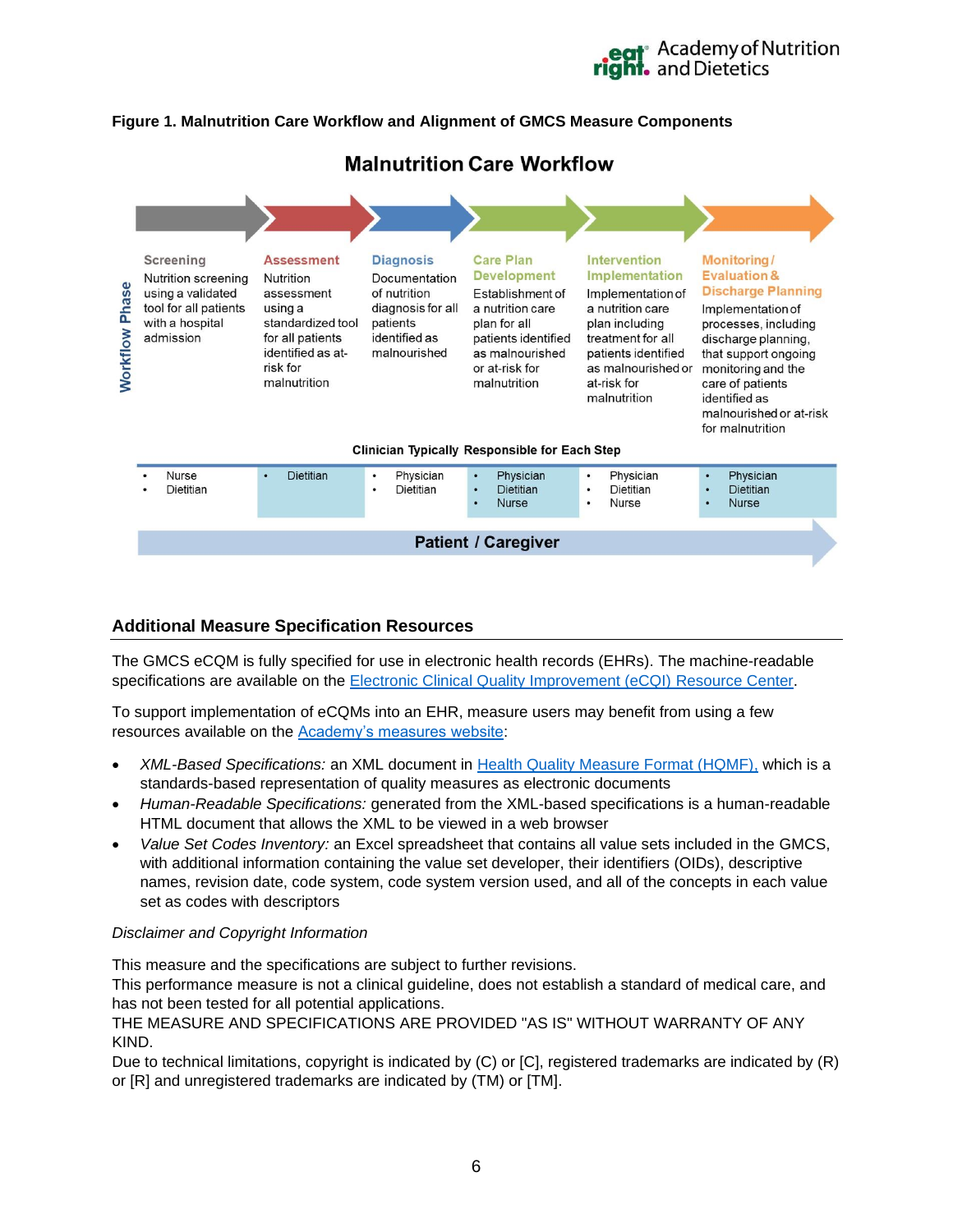**Figure 1. Malnutrition Care Workflow and Alignment of GMCS Measure Components**

## Malnutrition Care Workflow

**Workflow Phase**

| Screening | Assessment | Diagnosis | Care Plan Development | Intervention Implementation | Monitoring / Evaluation & Discharge Planning |
|---|---|---|---|---|---|
| Nutrition screening using a validated tool for all patients with a hospital admission | Nutrition assessment using a standardized tool for all patients identified as at-risk for malnutrition | Documentation of nutrition diagnosis for all patients identified as malnourished | Establishment of a nutrition care plan for all patients identified as malnourished or at-risk for malnutrition | Implementation of a nutrition care plan including treatment for all patients identified as malnourished or at-risk for malnutrition | Implementation of processes, including discharge planning, that support ongoing monitoring and the care of patients identified as malnourished or at-risk for malnutrition |

**Clinician Typically Responsible for Each Step**

| Screening | Assessment | Diagnosis | Care Plan Development | Intervention Implementation | Monitoring / Evaluation & Discharge Planning |
|---|---|---|---|---|---|
| • Nurse<br>• Dietitian | • Dietitian | • Physician<br>• Dietitian | • Physician<br>• Dietitian<br>• Nurse | • Physician<br>• Dietitian<br>• Nurse | • Physician<br>• Dietitian<br>• Nurse |

**Patient / Caregiver**

## Additional Measure Specification Resources

The GMCS eCQM is fully specified for use in electronic health records (EHRs). The machine-readable specifications are available on the Electronic Clinical Quality Improvement (eCQI) Resource Center.

To support implementation of eCQMs into an EHR, measure users may benefit from using a few resources available on the Academy's measures website:

- *XML-Based Specifications:* an XML document in Health Quality Measure Format (HQMF), which is a standards-based representation of quality measures as electronic documents
- *Human-Readable Specifications:* generated from the XML-based specifications is a human-readable HTML document that allows the XML to be viewed in a web browser
- *Value Set Codes Inventory:* an Excel spreadsheet that contains all value sets included in the GMCS, with additional information containing the value set developer, their identifiers (OIDs), descriptive names, revision date, code system, code system version used, and all of the concepts in each value set as codes with descriptors

*Disclaimer and Copyright Information*

This measure and the specifications are subject to further revisions.
This performance measure is not a clinical guideline, does not establish a standard of medical care, and has not been tested for all potential applications.
THE MEASURE AND SPECIFICATIONS ARE PROVIDED "AS IS" WITHOUT WARRANTY OF ANY KIND.
Due to technical limitations, copyright is indicated by (C) or [C], registered trademarks are indicated by (R) or [R] and unregistered trademarks are indicated by (TM) or [TM].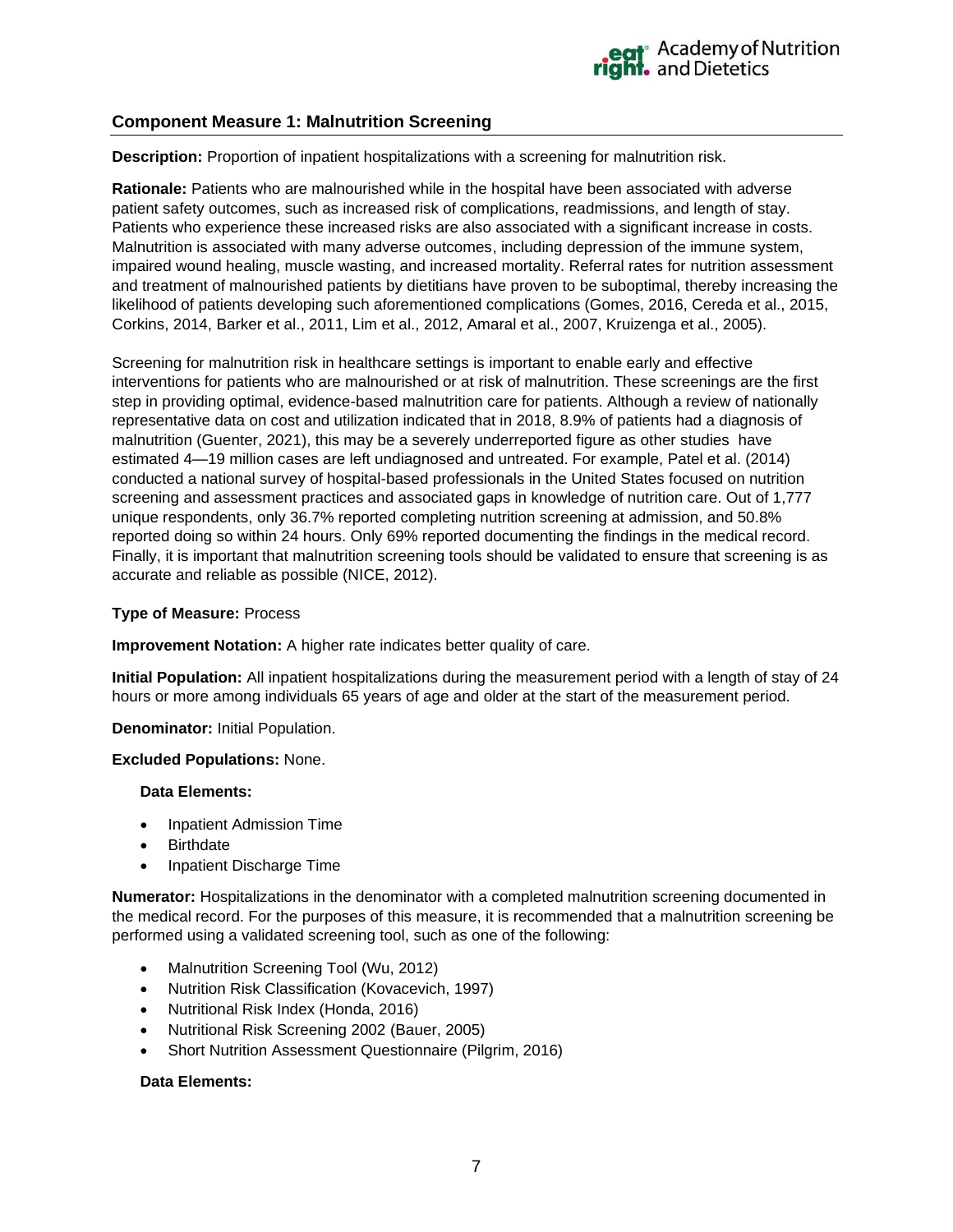## Component Measure 1: Malnutrition Screening

**Description:** Proportion of inpatient hospitalizations with a screening for malnutrition risk.

**Rationale:** Patients who are malnourished while in the hospital have been associated with adverse patient safety outcomes, such as increased risk of complications, readmissions, and length of stay. Patients who experience these increased risks are also associated with a significant increase in costs. Malnutrition is associated with many adverse outcomes, including depression of the immune system, impaired wound healing, muscle wasting, and increased mortality. Referral rates for nutrition assessment and treatment of malnourished patients by dietitians have proven to be suboptimal, thereby increasing the likelihood of patients developing such aforementioned complications (Gomes, 2016, Cereda et al., 2015, Corkins, 2014, Barker et al., 2011, Lim et al., 2012, Amaral et al., 2007, Kruizenga et al., 2005).

Screening for malnutrition risk in healthcare settings is important to enable early and effective interventions for patients who are malnourished or at risk of malnutrition. These screenings are the first step in providing optimal, evidence-based malnutrition care for patients. Although a review of nationally representative data on cost and utilization indicated that in 2018, 8.9% of patients had a diagnosis of malnutrition (Guenter, 2021), this may be a severely underreported figure as other studies have estimated 4—19 million cases are left undiagnosed and untreated. For example, Patel et al. (2014) conducted a national survey of hospital-based professionals in the United States focused on nutrition screening and assessment practices and associated gaps in knowledge of nutrition care. Out of 1,777 unique respondents, only 36.7% reported completing nutrition screening at admission, and 50.8% reported doing so within 24 hours. Only 69% reported documenting the findings in the medical record. Finally, it is important that malnutrition screening tools should be validated to ensure that screening is as accurate and reliable as possible (NICE, 2012).

**Type of Measure:** Process

**Improvement Notation:** A higher rate indicates better quality of care.

**Initial Population:** All inpatient hospitalizations during the measurement period with a length of stay of 24 hours or more among individuals 65 years of age and older at the start of the measurement period.

**Denominator:** Initial Population.

**Excluded Populations:** None.

**Data Elements:**

- Inpatient Admission Time
- Birthdate
- Inpatient Discharge Time

**Numerator:** Hospitalizations in the denominator with a completed malnutrition screening documented in the medical record. For the purposes of this measure, it is recommended that a malnutrition screening be performed using a validated screening tool, such as one of the following:

- Malnutrition Screening Tool (Wu, 2012)
- Nutrition Risk Classification (Kovacevich, 1997)
- Nutritional Risk Index (Honda, 2016)
- Nutritional Risk Screening 2002 (Bauer, 2005)
- Short Nutrition Assessment Questionnaire (Pilgrim, 2016)

**Data Elements:**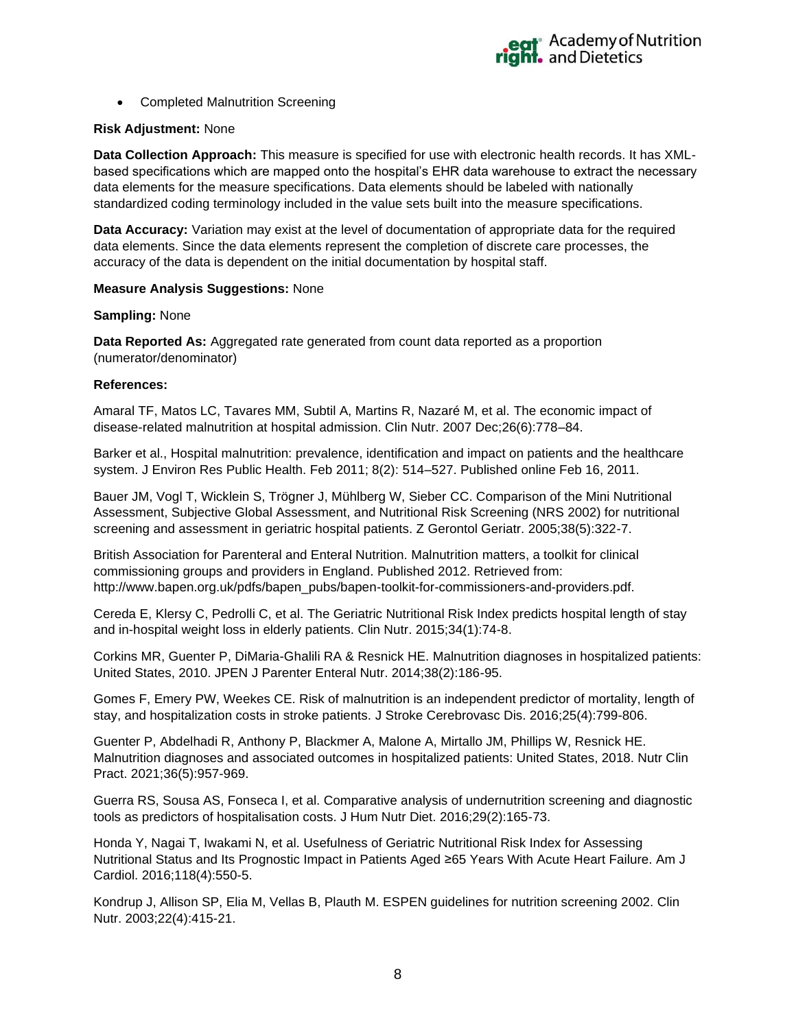- Completed Malnutrition Screening

**Risk Adjustment:** None

**Data Collection Approach:** This measure is specified for use with electronic health records. It has XML-based specifications which are mapped onto the hospital's EHR data warehouse to extract the necessary data elements for the measure specifications. Data elements should be labeled with nationally standardized coding terminology included in the value sets built into the measure specifications.

**Data Accuracy:** Variation may exist at the level of documentation of appropriate data for the required data elements. Since the data elements represent the completion of discrete care processes, the accuracy of the data is dependent on the initial documentation by hospital staff.

**Measure Analysis Suggestions:** None

**Sampling:** None

**Data Reported As:** Aggregated rate generated from count data reported as a proportion (numerator/denominator)

**References:**

Amaral TF, Matos LC, Tavares MM, Subtil A, Martins R, Nazaré M, et al. The economic impact of disease-related malnutrition at hospital admission. Clin Nutr. 2007 Dec;26(6):778–84.

Barker et al., Hospital malnutrition: prevalence, identification and impact on patients and the healthcare system. J Environ Res Public Health. Feb 2011; 8(2): 514–527. Published online Feb 16, 2011.

Bauer JM, Vogl T, Wicklein S, Trögner J, Mühlberg W, Sieber CC. Comparison of the Mini Nutritional Assessment, Subjective Global Assessment, and Nutritional Risk Screening (NRS 2002) for nutritional screening and assessment in geriatric hospital patients. Z Gerontol Geriatr. 2005;38(5):322-7.

British Association for Parenteral and Enteral Nutrition. Malnutrition matters, a toolkit for clinical commissioning groups and providers in England. Published 2012. Retrieved from: http://www.bapen.org.uk/pdfs/bapen_pubs/bapen-toolkit-for-commissioners-and-providers.pdf.

Cereda E, Klersy C, Pedrolli C, et al. The Geriatric Nutritional Risk Index predicts hospital length of stay and in-hospital weight loss in elderly patients. Clin Nutr. 2015;34(1):74-8.

Corkins MR, Guenter P, DiMaria-Ghalili RA & Resnick HE. Malnutrition diagnoses in hospitalized patients: United States, 2010. JPEN J Parenter Enteral Nutr. 2014;38(2):186-95.

Gomes F, Emery PW, Weekes CE. Risk of malnutrition is an independent predictor of mortality, length of stay, and hospitalization costs in stroke patients. J Stroke Cerebrovasc Dis. 2016;25(4):799-806.

Guenter P, Abdelhadi R, Anthony P, Blackmer A, Malone A, Mirtallo JM, Phillips W, Resnick HE. Malnutrition diagnoses and associated outcomes in hospitalized patients: United States, 2018. Nutr Clin Pract. 2021;36(5):957-969.

Guerra RS, Sousa AS, Fonseca I, et al. Comparative analysis of undernutrition screening and diagnostic tools as predictors of hospitalisation costs. J Hum Nutr Diet. 2016;29(2):165-73.

Honda Y, Nagai T, Iwakami N, et al. Usefulness of Geriatric Nutritional Risk Index for Assessing Nutritional Status and Its Prognostic Impact in Patients Aged ≥65 Years With Acute Heart Failure. Am J Cardiol. 2016;118(4):550-5.

Kondrup J, Allison SP, Elia M, Vellas B, Plauth M. ESPEN guidelines for nutrition screening 2002. Clin Nutr. 2003;22(4):415-21.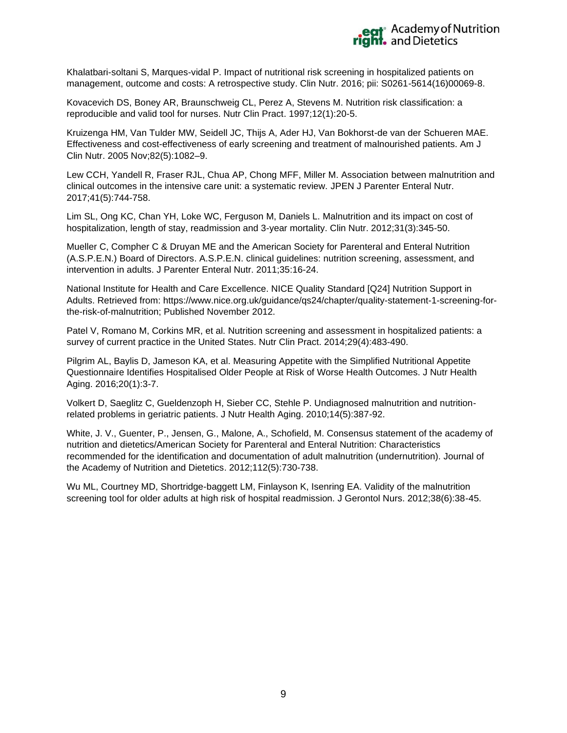Khalatbari-soltani S, Marques-vidal P. Impact of nutritional risk screening in hospitalized patients on management, outcome and costs: A retrospective study. Clin Nutr. 2016; pii: S0261-5614(16)00069-8.

Kovacevich DS, Boney AR, Braunschweig CL, Perez A, Stevens M. Nutrition risk classification: a reproducible and valid tool for nurses. Nutr Clin Pract. 1997;12(1):20-5.

Kruizenga HM, Van Tulder MW, Seidell JC, Thijs A, Ader HJ, Van Bokhorst-de van der Schueren MAE. Effectiveness and cost-effectiveness of early screening and treatment of malnourished patients. Am J Clin Nutr. 2005 Nov;82(5):1082–9.

Lew CCH, Yandell R, Fraser RJL, Chua AP, Chong MFF, Miller M. Association between malnutrition and clinical outcomes in the intensive care unit: a systematic review. JPEN J Parenter Enteral Nutr. 2017;41(5):744-758.

Lim SL, Ong KC, Chan YH, Loke WC, Ferguson M, Daniels L. Malnutrition and its impact on cost of hospitalization, length of stay, readmission and 3-year mortality. Clin Nutr. 2012;31(3):345-50.

Mueller C, Compher C & Druyan ME and the American Society for Parenteral and Enteral Nutrition (A.S.P.E.N.) Board of Directors. A.S.P.E.N. clinical guidelines: nutrition screening, assessment, and intervention in adults. J Parenter Enteral Nutr. 2011;35:16-24.

National Institute for Health and Care Excellence. NICE Quality Standard [Q24] Nutrition Support in Adults. Retrieved from: https://www.nice.org.uk/guidance/qs24/chapter/quality-statement-1-screening-for-the-risk-of-malnutrition; Published November 2012.

Patel V, Romano M, Corkins MR, et al. Nutrition screening and assessment in hospitalized patients: a survey of current practice in the United States. Nutr Clin Pract. 2014;29(4):483-490.

Pilgrim AL, Baylis D, Jameson KA, et al. Measuring Appetite with the Simplified Nutritional Appetite Questionnaire Identifies Hospitalised Older People at Risk of Worse Health Outcomes. J Nutr Health Aging. 2016;20(1):3-7.

Volkert D, Saeglitz C, Gueldenzoph H, Sieber CC, Stehle P. Undiagnosed malnutrition and nutrition-related problems in geriatric patients. J Nutr Health Aging. 2010;14(5):387-92.

White, J. V., Guenter, P., Jensen, G., Malone, A., Schofield, M. Consensus statement of the academy of nutrition and dietetics/American Society for Parenteral and Enteral Nutrition: Characteristics recommended for the identification and documentation of adult malnutrition (undernutrition). Journal of the Academy of Nutrition and Dietetics. 2012;112(5):730-738.

Wu ML, Courtney MD, Shortridge-baggett LM, Finlayson K, Isenring EA. Validity of the malnutrition screening tool for older adults at high risk of hospital readmission. J Gerontol Nurs. 2012;38(6):38-45.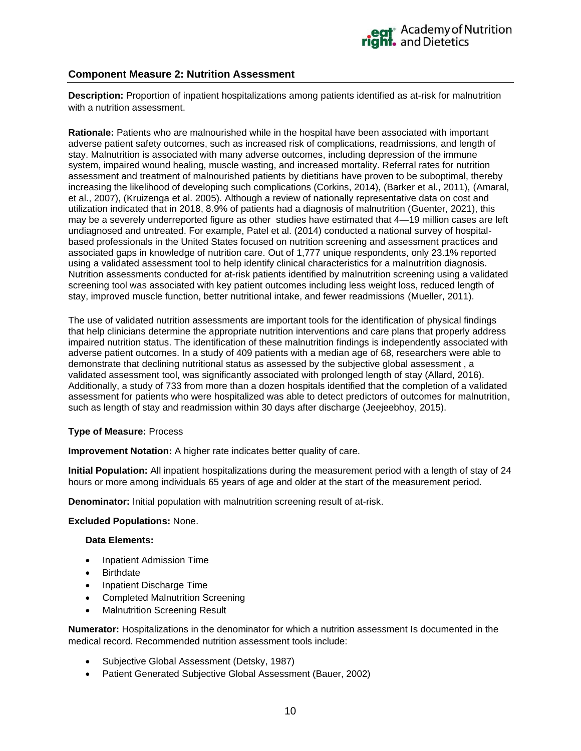## Component Measure 2: Nutrition Assessment

**Description:** Proportion of inpatient hospitalizations among patients identified as at-risk for malnutrition with a nutrition assessment.

**Rationale:** Patients who are malnourished while in the hospital have been associated with important adverse patient safety outcomes, such as increased risk of complications, readmissions, and length of stay. Malnutrition is associated with many adverse outcomes, including depression of the immune system, impaired wound healing, muscle wasting, and increased mortality. Referral rates for nutrition assessment and treatment of malnourished patients by dietitians have proven to be suboptimal, thereby increasing the likelihood of developing such complications (Corkins, 2014), (Barker et al., 2011), (Amaral, et al., 2007), (Kruizenga et al. 2005). Although a review of nationally representative data on cost and utilization indicated that in 2018, 8.9% of patients had a diagnosis of malnutrition (Guenter, 2021), this may be a severely underreported figure as other studies have estimated that 4—19 million cases are left undiagnosed and untreated. For example, Patel et al. (2014) conducted a national survey of hospital-based professionals in the United States focused on nutrition screening and assessment practices and associated gaps in knowledge of nutrition care. Out of 1,777 unique respondents, only 23.1% reported using a validated assessment tool to help identify clinical characteristics for a malnutrition diagnosis. Nutrition assessments conducted for at-risk patients identified by malnutrition screening using a validated screening tool was associated with key patient outcomes including less weight loss, reduced length of stay, improved muscle function, better nutritional intake, and fewer readmissions (Mueller, 2011).

The use of validated nutrition assessments are important tools for the identification of physical findings that help clinicians determine the appropriate nutrition interventions and care plans that properly address impaired nutrition status. The identification of these malnutrition findings is independently associated with adverse patient outcomes. In a study of 409 patients with a median age of 68, researchers were able to demonstrate that declining nutritional status as assessed by the subjective global assessment , a validated assessment tool, was significantly associated with prolonged length of stay (Allard, 2016). Additionally, a study of 733 from more than a dozen hospitals identified that the completion of a validated assessment for patients who were hospitalized was able to detect predictors of outcomes for malnutrition, such as length of stay and readmission within 30 days after discharge (Jeejeebhoy, 2015).

**Type of Measure:** Process

**Improvement Notation:** A higher rate indicates better quality of care.

**Initial Population:** All inpatient hospitalizations during the measurement period with a length of stay of 24 hours or more among individuals 65 years of age and older at the start of the measurement period.

**Denominator:** Initial population with malnutrition screening result of at-risk.

**Excluded Populations:** None.

**Data Elements:**

- Inpatient Admission Time
- Birthdate
- Inpatient Discharge Time
- Completed Malnutrition Screening
- Malnutrition Screening Result

**Numerator:** Hospitalizations in the denominator for which a nutrition assessment Is documented in the medical record. Recommended nutrition assessment tools include:

- Subjective Global Assessment (Detsky, 1987)
- Patient Generated Subjective Global Assessment (Bauer, 2002)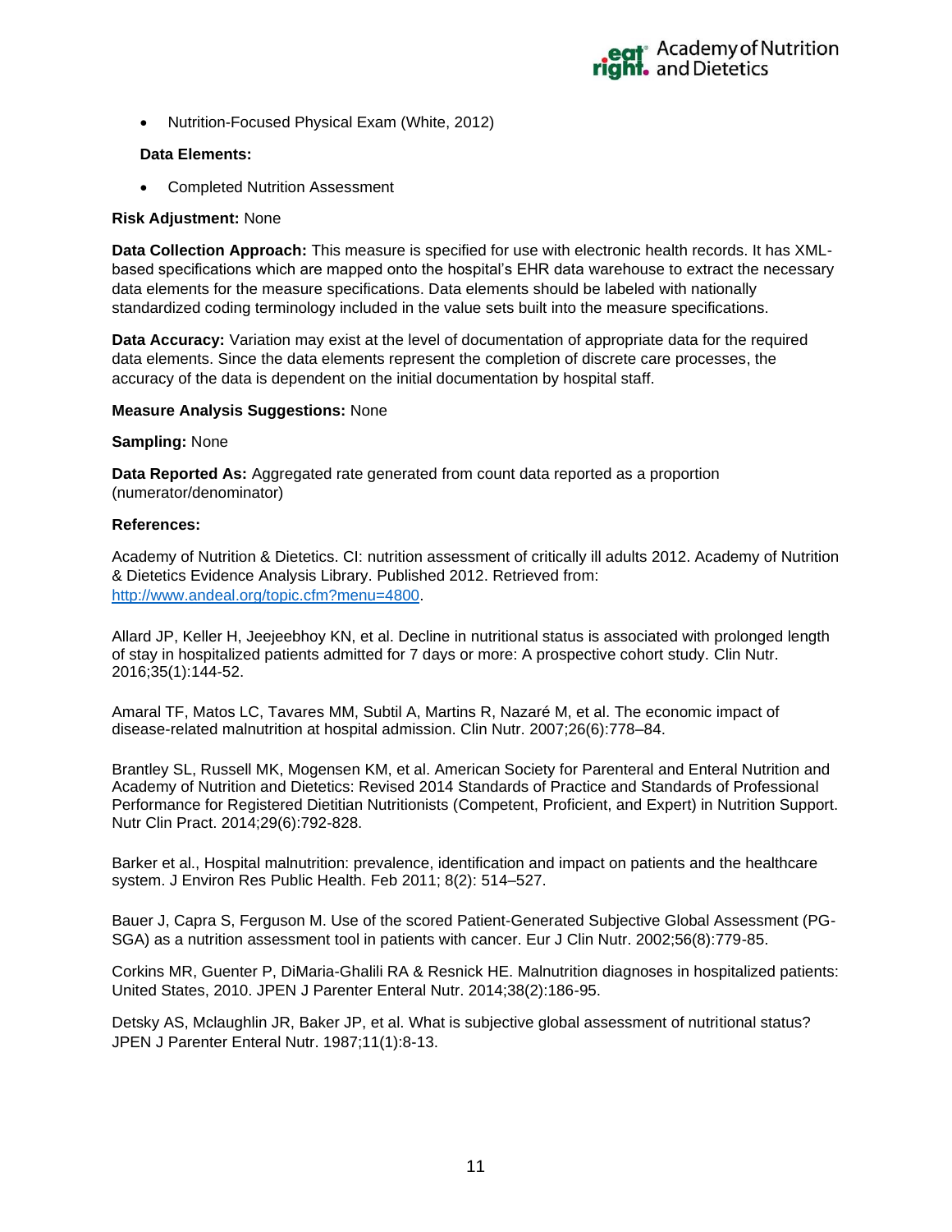- Nutrition-Focused Physical Exam (White, 2012)

**Data Elements:**

- Completed Nutrition Assessment

**Risk Adjustment:** None

**Data Collection Approach:** This measure is specified for use with electronic health records. It has XML-based specifications which are mapped onto the hospital's EHR data warehouse to extract the necessary data elements for the measure specifications. Data elements should be labeled with nationally standardized coding terminology included in the value sets built into the measure specifications.

**Data Accuracy:** Variation may exist at the level of documentation of appropriate data for the required data elements. Since the data elements represent the completion of discrete care processes, the accuracy of the data is dependent on the initial documentation by hospital staff.

**Measure Analysis Suggestions:** None

**Sampling:** None

**Data Reported As:** Aggregated rate generated from count data reported as a proportion (numerator/denominator)

**References:**

Academy of Nutrition & Dietetics. CI: nutrition assessment of critically ill adults 2012. Academy of Nutrition & Dietetics Evidence Analysis Library. Published 2012. Retrieved from: http://www.andeal.org/topic.cfm?menu=4800.

Allard JP, Keller H, Jeejeebhoy KN, et al. Decline in nutritional status is associated with prolonged length of stay in hospitalized patients admitted for 7 days or more: A prospective cohort study. Clin Nutr. 2016;35(1):144-52.

Amaral TF, Matos LC, Tavares MM, Subtil A, Martins R, Nazaré M, et al. The economic impact of disease-related malnutrition at hospital admission. Clin Nutr. 2007;26(6):778–84.

Brantley SL, Russell MK, Mogensen KM, et al. American Society for Parenteral and Enteral Nutrition and Academy of Nutrition and Dietetics: Revised 2014 Standards of Practice and Standards of Professional Performance for Registered Dietitian Nutritionists (Competent, Proficient, and Expert) in Nutrition Support. Nutr Clin Pract. 2014;29(6):792-828.

Barker et al., Hospital malnutrition: prevalence, identification and impact on patients and the healthcare system. J Environ Res Public Health. Feb 2011; 8(2): 514–527.

Bauer J, Capra S, Ferguson M. Use of the scored Patient-Generated Subjective Global Assessment (PG-SGA) as a nutrition assessment tool in patients with cancer. Eur J Clin Nutr. 2002;56(8):779-85.

Corkins MR, Guenter P, DiMaria-Ghalili RA & Resnick HE. Malnutrition diagnoses in hospitalized patients: United States, 2010. JPEN J Parenter Enteral Nutr. 2014;38(2):186-95.

Detsky AS, Mclaughlin JR, Baker JP, et al. What is subjective global assessment of nutritional status? JPEN J Parenter Enteral Nutr. 1987;11(1):8-13.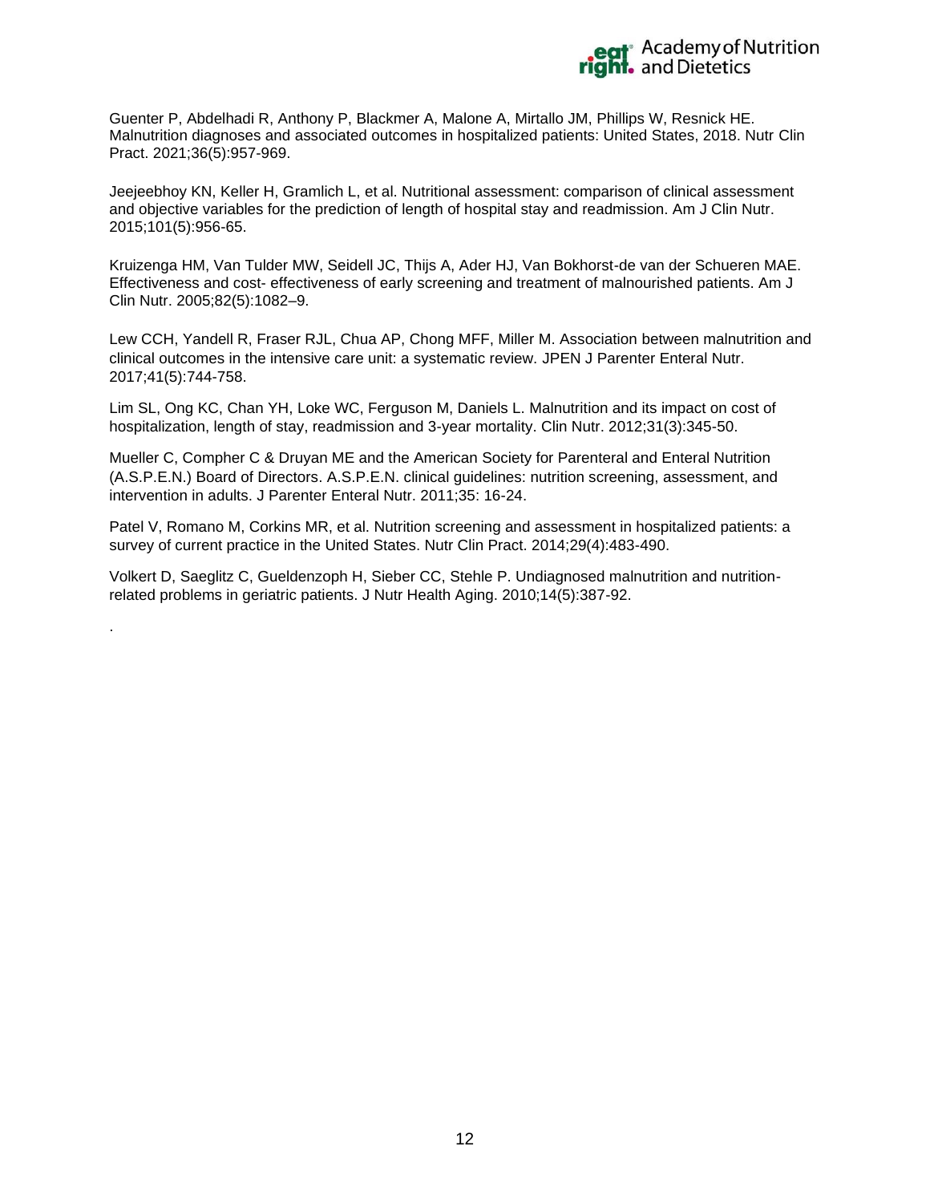Guenter P, Abdelhadi R, Anthony P, Blackmer A, Malone A, Mirtallo JM, Phillips W, Resnick HE. Malnutrition diagnoses and associated outcomes in hospitalized patients: United States, 2018. Nutr Clin Pract. 2021;36(5):957-969.

Jeejeebhoy KN, Keller H, Gramlich L, et al. Nutritional assessment: comparison of clinical assessment and objective variables for the prediction of length of hospital stay and readmission. Am J Clin Nutr. 2015;101(5):956-65.

Kruizenga HM, Van Tulder MW, Seidell JC, Thijs A, Ader HJ, Van Bokhorst-de van der Schueren MAE. Effectiveness and cost- effectiveness of early screening and treatment of malnourished patients. Am J Clin Nutr. 2005;82(5):1082–9.

Lew CCH, Yandell R, Fraser RJL, Chua AP, Chong MFF, Miller M. Association between malnutrition and clinical outcomes in the intensive care unit: a systematic review. JPEN J Parenter Enteral Nutr. 2017;41(5):744-758.

Lim SL, Ong KC, Chan YH, Loke WC, Ferguson M, Daniels L. Malnutrition and its impact on cost of hospitalization, length of stay, readmission and 3-year mortality. Clin Nutr. 2012;31(3):345-50.

Mueller C, Compher C & Druyan ME and the American Society for Parenteral and Enteral Nutrition (A.S.P.E.N.) Board of Directors. A.S.P.E.N. clinical guidelines: nutrition screening, assessment, and intervention in adults. J Parenter Enteral Nutr. 2011;35: 16-24.

Patel V, Romano M, Corkins MR, et al. Nutrition screening and assessment in hospitalized patients: a survey of current practice in the United States. Nutr Clin Pract. 2014;29(4):483-490.

Volkert D, Saeglitz C, Gueldenzoph H, Sieber CC, Stehle P. Undiagnosed malnutrition and nutrition-related problems in geriatric patients. J Nutr Health Aging. 2010;14(5):387-92.

.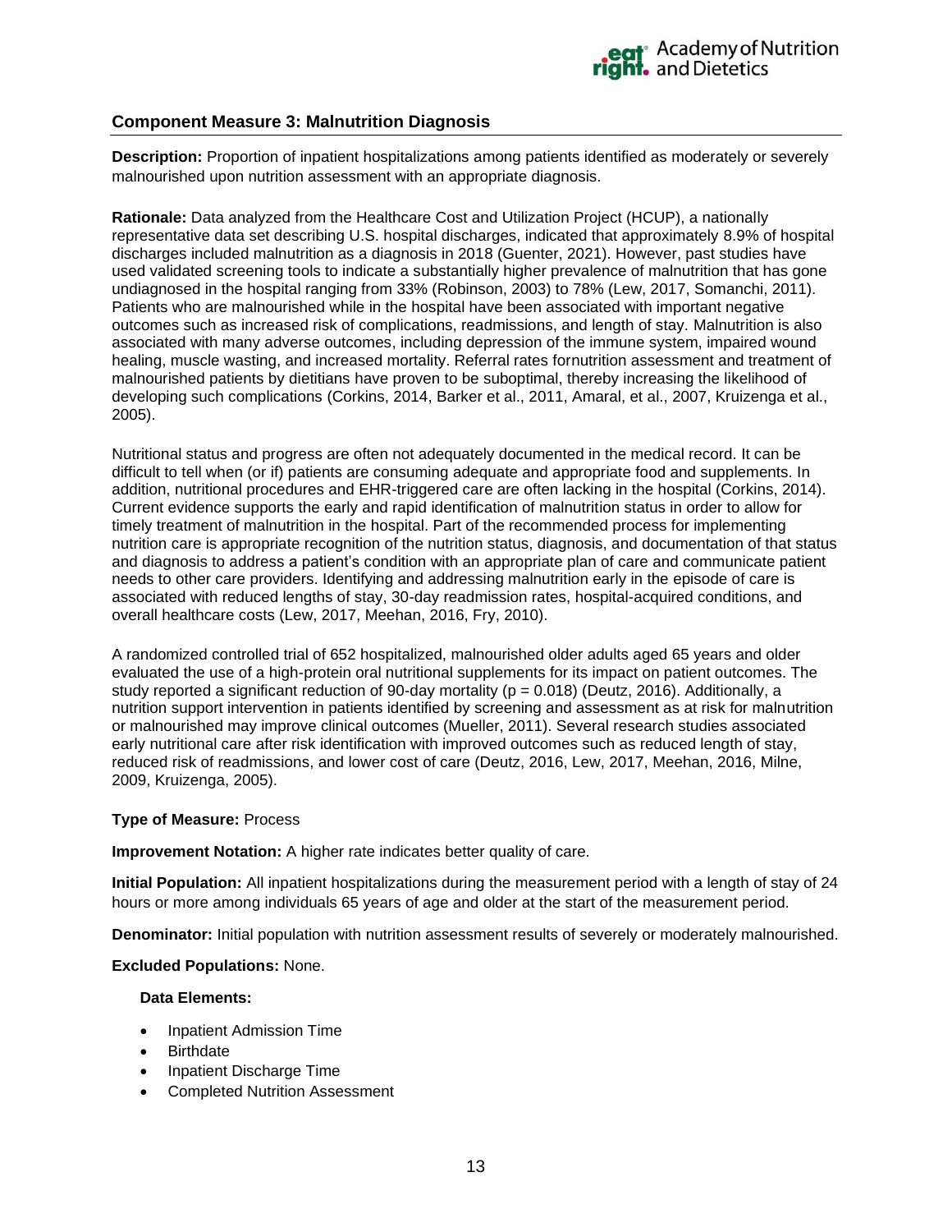## Component Measure 3: Malnutrition Diagnosis

**Description:** Proportion of inpatient hospitalizations among patients identified as moderately or severely malnourished upon nutrition assessment with an appropriate diagnosis.

**Rationale:** Data analyzed from the Healthcare Cost and Utilization Project (HCUP), a nationally representative data set describing U.S. hospital discharges, indicated that approximately 8.9% of hospital discharges included malnutrition as a diagnosis in 2018 (Guenter, 2021). However, past studies have used validated screening tools to indicate a substantially higher prevalence of malnutrition that has gone undiagnosed in the hospital ranging from 33% (Robinson, 2003) to 78% (Lew, 2017, Somanchi, 2011). Patients who are malnourished while in the hospital have been associated with important negative outcomes such as increased risk of complications, readmissions, and length of stay. Malnutrition is also associated with many adverse outcomes, including depression of the immune system, impaired wound healing, muscle wasting, and increased mortality. Referral rates fornutrition assessment and treatment of malnourished patients by dietitians have proven to be suboptimal, thereby increasing the likelihood of developing such complications (Corkins, 2014, Barker et al., 2011, Amaral, et al., 2007, Kruizenga et al., 2005).

Nutritional status and progress are often not adequately documented in the medical record. It can be difficult to tell when (or if) patients are consuming adequate and appropriate food and supplements. In addition, nutritional procedures and EHR-triggered care are often lacking in the hospital (Corkins, 2014). Current evidence supports the early and rapid identification of malnutrition status in order to allow for timely treatment of malnutrition in the hospital. Part of the recommended process for implementing nutrition care is appropriate recognition of the nutrition status, diagnosis, and documentation of that status and diagnosis to address a patient's condition with an appropriate plan of care and communicate patient needs to other care providers. Identifying and addressing malnutrition early in the episode of care is associated with reduced lengths of stay, 30-day readmission rates, hospital-acquired conditions, and overall healthcare costs (Lew, 2017, Meehan, 2016, Fry, 2010).

A randomized controlled trial of 652 hospitalized, malnourished older adults aged 65 years and older evaluated the use of a high-protein oral nutritional supplements for its impact on patient outcomes. The study reported a significant reduction of 90-day mortality ($p = 0.018$) (Deutz, 2016). Additionally, a nutrition support intervention in patients identified by screening and assessment as at risk for malnutrition or malnourished may improve clinical outcomes (Mueller, 2011). Several research studies associated early nutritional care after risk identification with improved outcomes such as reduced length of stay, reduced risk of readmissions, and lower cost of care (Deutz, 2016, Lew, 2017, Meehan, 2016, Milne, 2009, Kruizenga, 2005).

**Type of Measure:** Process

**Improvement Notation:** A higher rate indicates better quality of care.

**Initial Population:** All inpatient hospitalizations during the measurement period with a length of stay of 24 hours or more among individuals 65 years of age and older at the start of the measurement period.

**Denominator:** Initial population with nutrition assessment results of severely or moderately malnourished.

**Excluded Populations:** None.

**Data Elements:**

- Inpatient Admission Time
- Birthdate
- Inpatient Discharge Time
- Completed Nutrition Assessment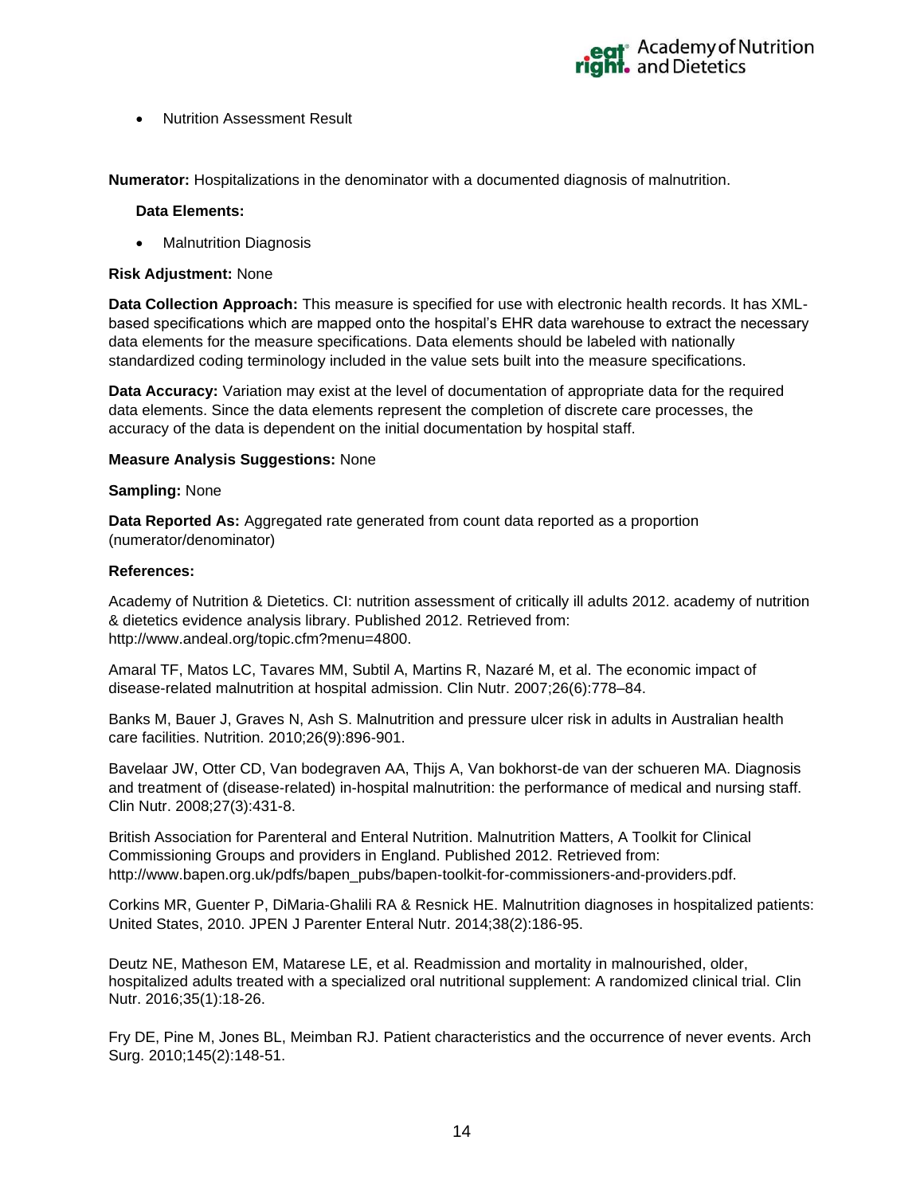- Nutrition Assessment Result

**Numerator:** Hospitalizations in the denominator with a documented diagnosis of malnutrition.

**Data Elements:**

- Malnutrition Diagnosis

**Risk Adjustment:** None

**Data Collection Approach:** This measure is specified for use with electronic health records. It has XML-based specifications which are mapped onto the hospital's EHR data warehouse to extract the necessary data elements for the measure specifications. Data elements should be labeled with nationally standardized coding terminology included in the value sets built into the measure specifications.

**Data Accuracy:** Variation may exist at the level of documentation of appropriate data for the required data elements. Since the data elements represent the completion of discrete care processes, the accuracy of the data is dependent on the initial documentation by hospital staff.

**Measure Analysis Suggestions:** None

**Sampling:** None

**Data Reported As:** Aggregated rate generated from count data reported as a proportion (numerator/denominator)

**References:**

Academy of Nutrition & Dietetics. CI: nutrition assessment of critically ill adults 2012. academy of nutrition & dietetics evidence analysis library. Published 2012. Retrieved from: http://www.andeal.org/topic.cfm?menu=4800.

Amaral TF, Matos LC, Tavares MM, Subtil A, Martins R, Nazaré M, et al. The economic impact of disease-related malnutrition at hospital admission. Clin Nutr. 2007;26(6):778–84.

Banks M, Bauer J, Graves N, Ash S. Malnutrition and pressure ulcer risk in adults in Australian health care facilities. Nutrition. 2010;26(9):896-901.

Bavelaar JW, Otter CD, Van bodegraven AA, Thijs A, Van bokhorst-de van der schueren MA. Diagnosis and treatment of (disease-related) in-hospital malnutrition: the performance of medical and nursing staff. Clin Nutr. 2008;27(3):431-8.

British Association for Parenteral and Enteral Nutrition. Malnutrition Matters, A Toolkit for Clinical Commissioning Groups and providers in England. Published 2012. Retrieved from: http://www.bapen.org.uk/pdfs/bapen_pubs/bapen-toolkit-for-commissioners-and-providers.pdf.

Corkins MR, Guenter P, DiMaria-Ghalili RA & Resnick HE. Malnutrition diagnoses in hospitalized patients: United States, 2010. JPEN J Parenter Enteral Nutr. 2014;38(2):186-95.

Deutz NE, Matheson EM, Matarese LE, et al. Readmission and mortality in malnourished, older, hospitalized adults treated with a specialized oral nutritional supplement: A randomized clinical trial. Clin Nutr. 2016;35(1):18-26.

Fry DE, Pine M, Jones BL, Meimban RJ. Patient characteristics and the occurrence of never events. Arch Surg. 2010;145(2):148-51.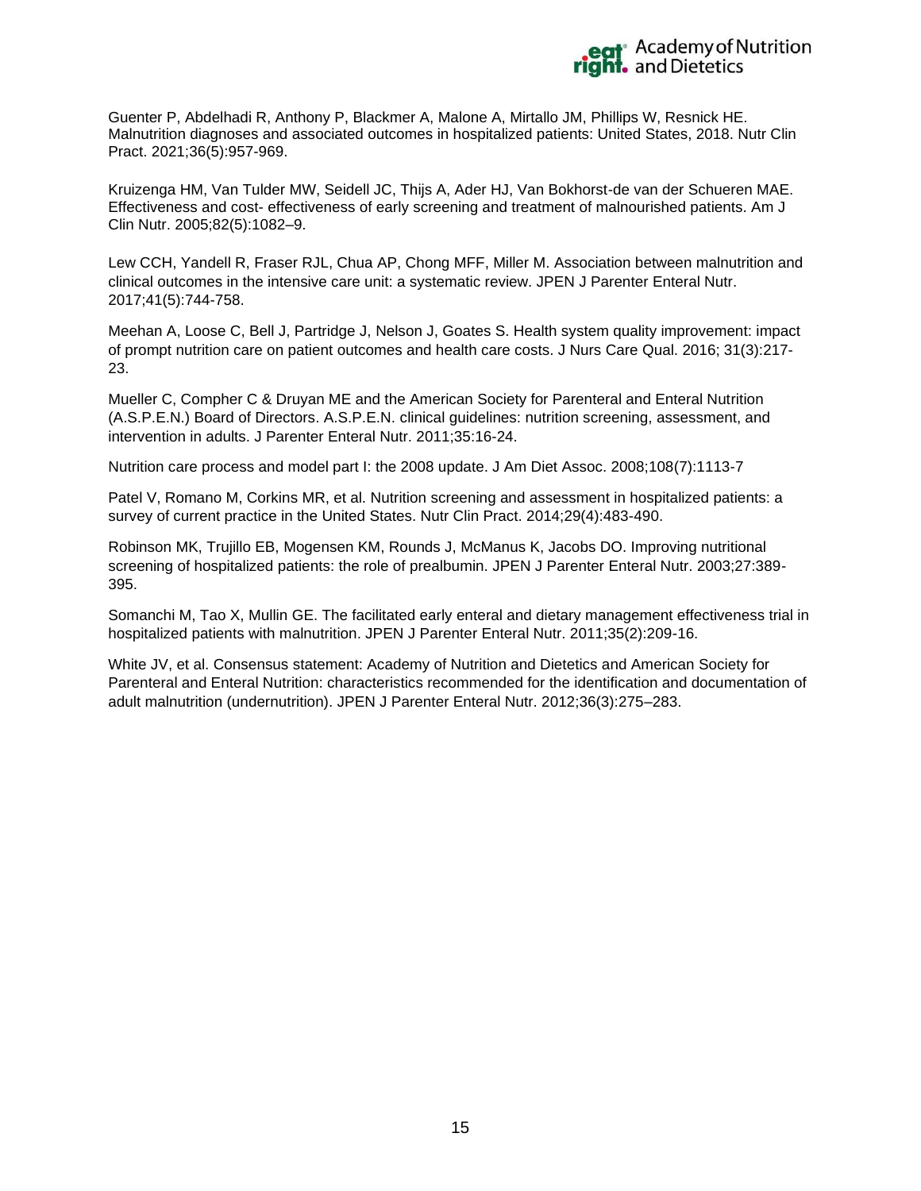Guenter P, Abdelhadi R, Anthony P, Blackmer A, Malone A, Mirtallo JM, Phillips W, Resnick HE. Malnutrition diagnoses and associated outcomes in hospitalized patients: United States, 2018. Nutr Clin Pract. 2021;36(5):957-969.

Kruizenga HM, Van Tulder MW, Seidell JC, Thijs A, Ader HJ, Van Bokhorst-de van der Schueren MAE. Effectiveness and cost- effectiveness of early screening and treatment of malnourished patients. Am J Clin Nutr. 2005;82(5):1082–9.

Lew CCH, Yandell R, Fraser RJL, Chua AP, Chong MFF, Miller M. Association between malnutrition and clinical outcomes in the intensive care unit: a systematic review. JPEN J Parenter Enteral Nutr. 2017;41(5):744-758.

Meehan A, Loose C, Bell J, Partridge J, Nelson J, Goates S. Health system quality improvement: impact of prompt nutrition care on patient outcomes and health care costs. J Nurs Care Qual. 2016; 31(3):217-23.

Mueller C, Compher C & Druyan ME and the American Society for Parenteral and Enteral Nutrition (A.S.P.E.N.) Board of Directors. A.S.P.E.N. clinical guidelines: nutrition screening, assessment, and intervention in adults. J Parenter Enteral Nutr. 2011;35:16-24.

Nutrition care process and model part I: the 2008 update. J Am Diet Assoc. 2008;108(7):1113-7

Patel V, Romano M, Corkins MR, et al. Nutrition screening and assessment in hospitalized patients: a survey of current practice in the United States. Nutr Clin Pract. 2014;29(4):483-490.

Robinson MK, Trujillo EB, Mogensen KM, Rounds J, McManus K, Jacobs DO. Improving nutritional screening of hospitalized patients: the role of prealbumin. JPEN J Parenter Enteral Nutr. 2003;27:389-395.

Somanchi M, Tao X, Mullin GE. The facilitated early enteral and dietary management effectiveness trial in hospitalized patients with malnutrition. JPEN J Parenter Enteral Nutr. 2011;35(2):209-16.

White JV, et al. Consensus statement: Academy of Nutrition and Dietetics and American Society for Parenteral and Enteral Nutrition: characteristics recommended for the identification and documentation of adult malnutrition (undernutrition). JPEN J Parenter Enteral Nutr. 2012;36(3):275–283.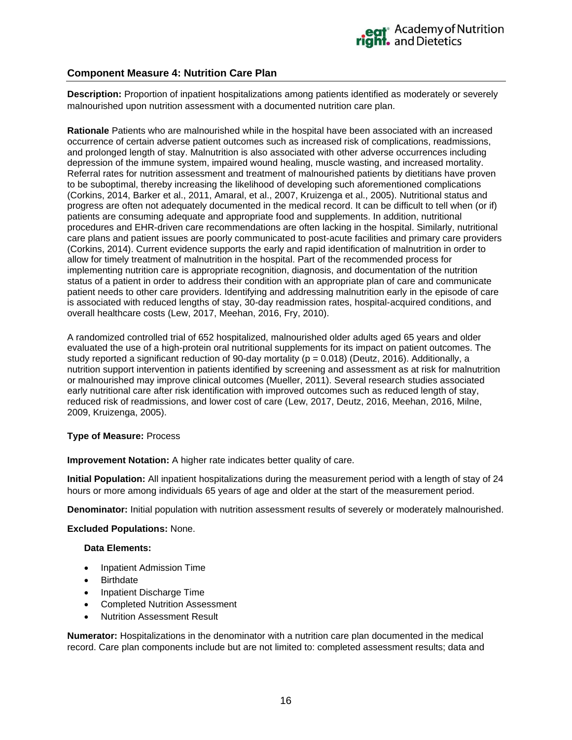## Component Measure 4: Nutrition Care Plan

**Description:** Proportion of inpatient hospitalizations among patients identified as moderately or severely malnourished upon nutrition assessment with a documented nutrition care plan.

**Rationale** Patients who are malnourished while in the hospital have been associated with an increased occurrence of certain adverse patient outcomes such as increased risk of complications, readmissions, and prolonged length of stay. Malnutrition is also associated with other adverse occurrences including depression of the immune system, impaired wound healing, muscle wasting, and increased mortality. Referral rates for nutrition assessment and treatment of malnourished patients by dietitians have proven to be suboptimal, thereby increasing the likelihood of developing such aforementioned complications (Corkins, 2014, Barker et al., 2011, Amaral, et al., 2007, Kruizenga et al., 2005). Nutritional status and progress are often not adequately documented in the medical record. It can be difficult to tell when (or if) patients are consuming adequate and appropriate food and supplements. In addition, nutritional procedures and EHR-driven care recommendations are often lacking in the hospital. Similarly, nutritional care plans and patient issues are poorly communicated to post-acute facilities and primary care providers (Corkins, 2014). Current evidence supports the early and rapid identification of malnutrition in order to allow for timely treatment of malnutrition in the hospital. Part of the recommended process for implementing nutrition care is appropriate recognition, diagnosis, and documentation of the nutrition status of a patient in order to address their condition with an appropriate plan of care and communicate patient needs to other care providers. Identifying and addressing malnutrition early in the episode of care is associated with reduced lengths of stay, 30-day readmission rates, hospital-acquired conditions, and overall healthcare costs (Lew, 2017, Meehan, 2016, Fry, 2010).

A randomized controlled trial of 652 hospitalized, malnourished older adults aged 65 years and older evaluated the use of a high-protein oral nutritional supplements for its impact on patient outcomes. The study reported a significant reduction of 90-day mortality ($p = 0.018$) (Deutz, 2016). Additionally, a nutrition support intervention in patients identified by screening and assessment as at risk for malnutrition or malnourished may improve clinical outcomes (Mueller, 2011). Several research studies associated early nutritional care after risk identification with improved outcomes such as reduced length of stay, reduced risk of readmissions, and lower cost of care (Lew, 2017, Deutz, 2016, Meehan, 2016, Milne, 2009, Kruizenga, 2005).

**Type of Measure:** Process

**Improvement Notation:** A higher rate indicates better quality of care.

**Initial Population:** All inpatient hospitalizations during the measurement period with a length of stay of 24 hours or more among individuals 65 years of age and older at the start of the measurement period.

**Denominator:** Initial population with nutrition assessment results of severely or moderately malnourished.

**Excluded Populations:** None.

**Data Elements:**

- Inpatient Admission Time
- Birthdate
- Inpatient Discharge Time
- Completed Nutrition Assessment
- Nutrition Assessment Result

**Numerator:** Hospitalizations in the denominator with a nutrition care plan documented in the medical record. Care plan components include but are not limited to: completed assessment results; data and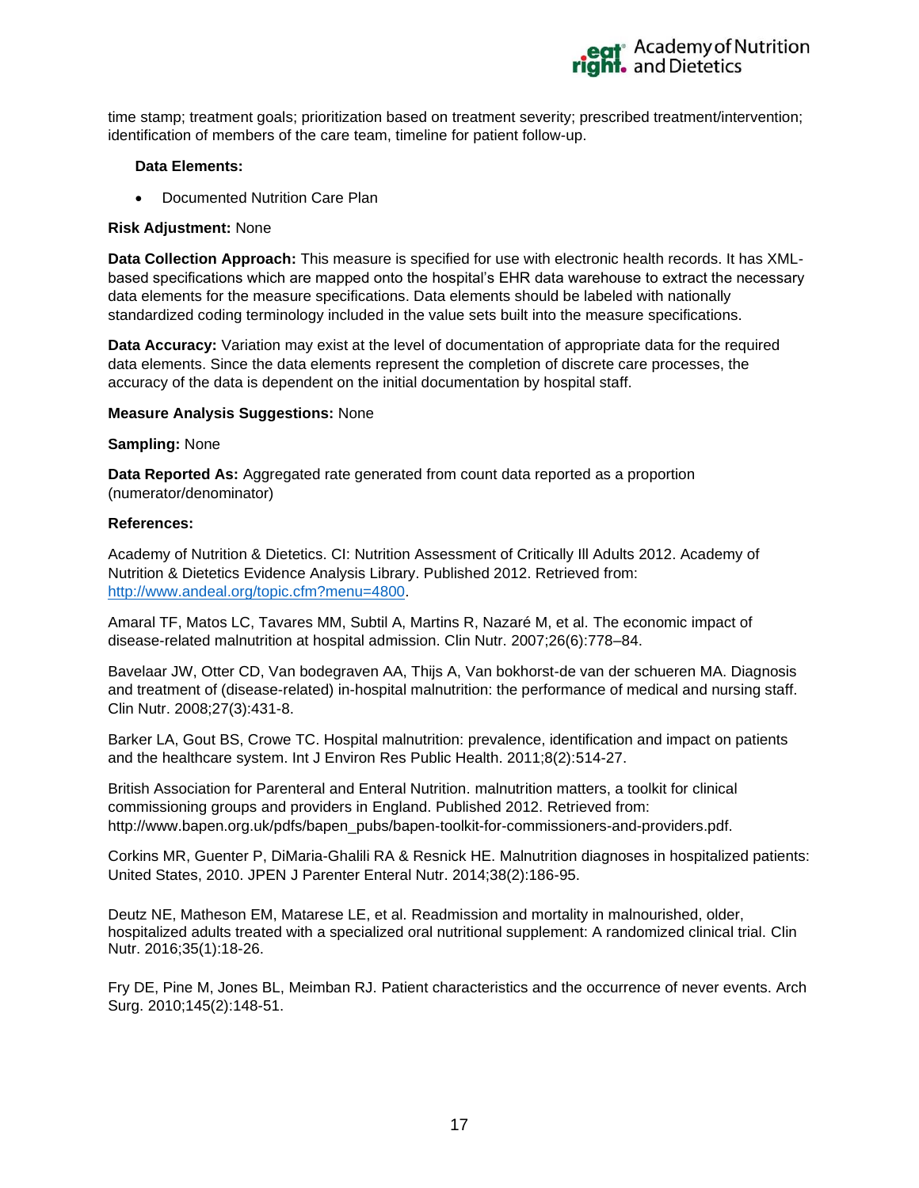time stamp; treatment goals; prioritization based on treatment severity; prescribed treatment/intervention; identification of members of the care team, timeline for patient follow-up.

**Data Elements:**

- Documented Nutrition Care Plan

**Risk Adjustment:** None

**Data Collection Approach:** This measure is specified for use with electronic health records. It has XML-based specifications which are mapped onto the hospital's EHR data warehouse to extract the necessary data elements for the measure specifications. Data elements should be labeled with nationally standardized coding terminology included in the value sets built into the measure specifications.

**Data Accuracy:** Variation may exist at the level of documentation of appropriate data for the required data elements. Since the data elements represent the completion of discrete care processes, the accuracy of the data is dependent on the initial documentation by hospital staff.

**Measure Analysis Suggestions:** None

**Sampling:** None

**Data Reported As:** Aggregated rate generated from count data reported as a proportion (numerator/denominator)

**References:**

Academy of Nutrition & Dietetics. CI: Nutrition Assessment of Critically Ill Adults 2012. Academy of Nutrition & Dietetics Evidence Analysis Library. Published 2012. Retrieved from: http://www.andeal.org/topic.cfm?menu=4800.

Amaral TF, Matos LC, Tavares MM, Subtil A, Martins R, Nazaré M, et al. The economic impact of disease-related malnutrition at hospital admission. Clin Nutr. 2007;26(6):778–84.

Bavelaar JW, Otter CD, Van bodegraven AA, Thijs A, Van bokhorst-de van der schueren MA. Diagnosis and treatment of (disease-related) in-hospital malnutrition: the performance of medical and nursing staff. Clin Nutr. 2008;27(3):431-8.

Barker LA, Gout BS, Crowe TC. Hospital malnutrition: prevalence, identification and impact on patients and the healthcare system. Int J Environ Res Public Health. 2011;8(2):514-27.

British Association for Parenteral and Enteral Nutrition. malnutrition matters, a toolkit for clinical commissioning groups and providers in England. Published 2012. Retrieved from: http://www.bapen.org.uk/pdfs/bapen_pubs/bapen-toolkit-for-commissioners-and-providers.pdf.

Corkins MR, Guenter P, DiMaria-Ghalili RA & Resnick HE. Malnutrition diagnoses in hospitalized patients: United States, 2010. JPEN J Parenter Enteral Nutr. 2014;38(2):186-95.

Deutz NE, Matheson EM, Matarese LE, et al. Readmission and mortality in malnourished, older, hospitalized adults treated with a specialized oral nutritional supplement: A randomized clinical trial. Clin Nutr. 2016;35(1):18-26.

Fry DE, Pine M, Jones BL, Meimban RJ. Patient characteristics and the occurrence of never events. Arch Surg. 2010;145(2):148-51.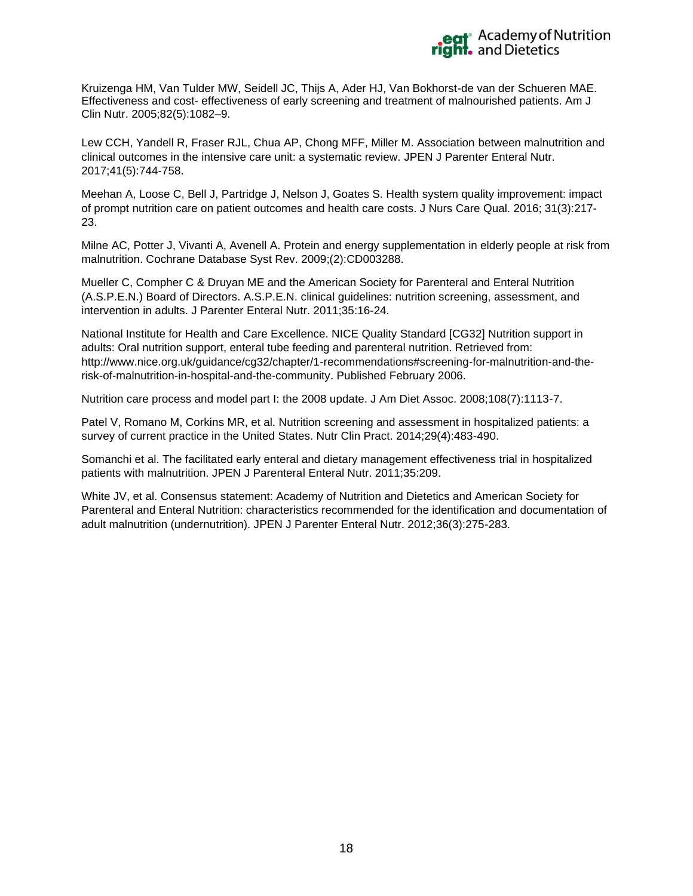Kruizenga HM, Van Tulder MW, Seidell JC, Thijs A, Ader HJ, Van Bokhorst-de van der Schueren MAE. Effectiveness and cost- effectiveness of early screening and treatment of malnourished patients. Am J Clin Nutr. 2005;82(5):1082–9.

Lew CCH, Yandell R, Fraser RJL, Chua AP, Chong MFF, Miller M. Association between malnutrition and clinical outcomes in the intensive care unit: a systematic review. JPEN J Parenter Enteral Nutr. 2017;41(5):744-758.

Meehan A, Loose C, Bell J, Partridge J, Nelson J, Goates S. Health system quality improvement: impact of prompt nutrition care on patient outcomes and health care costs. J Nurs Care Qual. 2016; 31(3):217-23.

Milne AC, Potter J, Vivanti A, Avenell A. Protein and energy supplementation in elderly people at risk from malnutrition. Cochrane Database Syst Rev. 2009;(2):CD003288.

Mueller C, Compher C & Druyan ME and the American Society for Parenteral and Enteral Nutrition (A.S.P.E.N.) Board of Directors. A.S.P.E.N. clinical guidelines: nutrition screening, assessment, and intervention in adults. J Parenter Enteral Nutr. 2011;35:16-24.

National Institute for Health and Care Excellence. NICE Quality Standard [CG32] Nutrition support in adults: Oral nutrition support, enteral tube feeding and parenteral nutrition. Retrieved from: http://www.nice.org.uk/guidance/cg32/chapter/1-recommendations#screening-for-malnutrition-and-the-risk-of-malnutrition-in-hospital-and-the-community. Published February 2006.

Nutrition care process and model part I: the 2008 update. J Am Diet Assoc. 2008;108(7):1113-7.

Patel V, Romano M, Corkins MR, et al. Nutrition screening and assessment in hospitalized patients: a survey of current practice in the United States. Nutr Clin Pract. 2014;29(4):483-490.

Somanchi et al. The facilitated early enteral and dietary management effectiveness trial in hospitalized patients with malnutrition. JPEN J Parenteral Enteral Nutr. 2011;35:209.

White JV, et al. Consensus statement: Academy of Nutrition and Dietetics and American Society for Parenteral and Enteral Nutrition: characteristics recommended for the identification and documentation of adult malnutrition (undernutrition). JPEN J Parenter Enteral Nutr. 2012;36(3):275-283.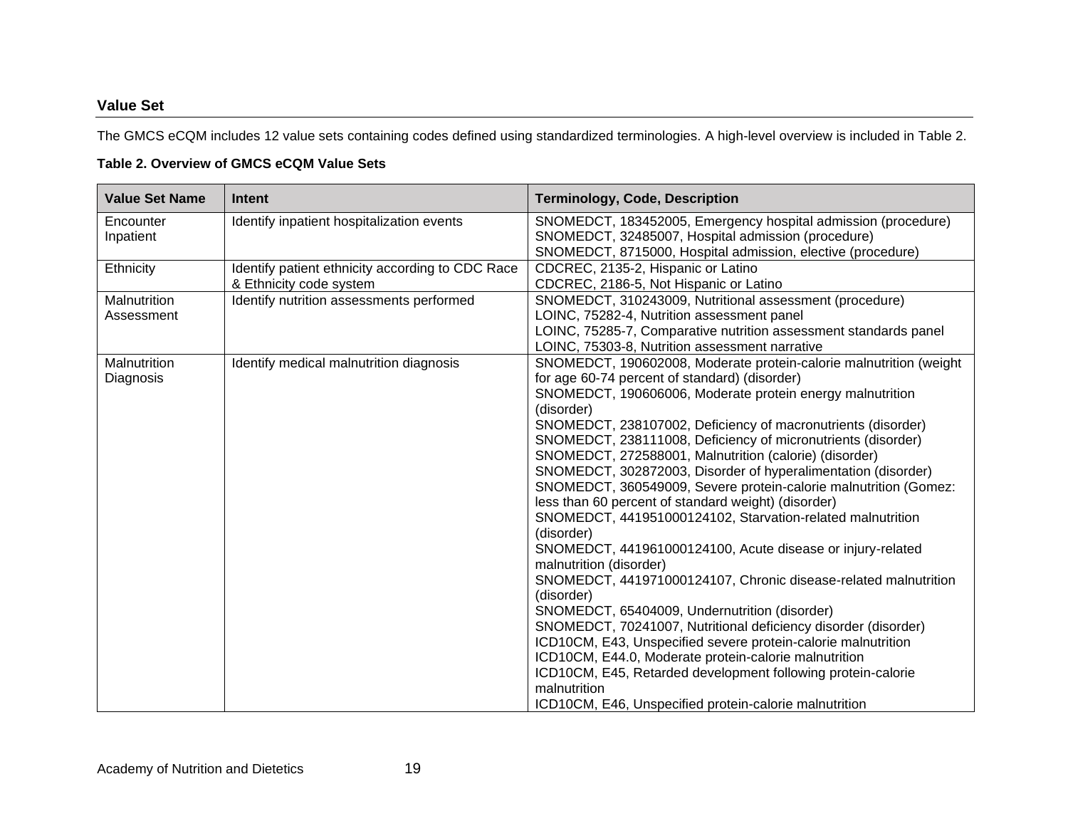### Value Set

The GMCS eCQM includes 12 value sets containing codes defined using standardized terminologies. A high-level overview is included in Table 2.

**Table 2. Overview of GMCS eCQM Value Sets**

| Value Set Name | Intent | Terminology, Code, Description |
|---|---|---|
| Encounter Inpatient | Identify inpatient hospitalization events | SNOMEDCT, 183452005, Emergency hospital admission (procedure)<br>SNOMEDCT, 32485007, Hospital admission (procedure)<br>SNOMEDCT, 8715000, Hospital admission, elective (procedure) |
| Ethnicity | Identify patient ethnicity according to CDC Race & Ethnicity code system | CDCREC, 2135-2, Hispanic or Latino<br>CDCREC, 2186-5, Not Hispanic or Latino |
| Malnutrition Assessment | Identify nutrition assessments performed | SNOMEDCT, 310243009, Nutritional assessment (procedure)<br>LOINC, 75282-4, Nutrition assessment panel<br>LOINC, 75285-7, Comparative nutrition assessment standards panel<br>LOINC, 75303-8, Nutrition assessment narrative |
| Malnutrition Diagnosis | Identify medical malnutrition diagnosis | SNOMEDCT, 190602008, Moderate protein-calorie malnutrition (weight for age 60-74 percent of standard) (disorder)<br>SNOMEDCT, 190606006, Moderate protein energy malnutrition (disorder)<br>SNOMEDCT, 238107002, Deficiency of macronutrients (disorder)<br>SNOMEDCT, 238111008, Deficiency of micronutrients (disorder)<br>SNOMEDCT, 272588001, Malnutrition (calorie) (disorder)<br>SNOMEDCT, 302872003, Disorder of hyperalimentation (disorder)<br>SNOMEDCT, 360549009, Severe protein-calorie malnutrition (Gomez: less than 60 percent of standard weight) (disorder)<br>SNOMEDCT, 441951000124102, Starvation-related malnutrition (disorder)<br>SNOMEDCT, 441961000124100, Acute disease or injury-related malnutrition (disorder)<br>SNOMEDCT, 441971000124107, Chronic disease-related malnutrition (disorder)<br>SNOMEDCT, 65404009, Undernutrition (disorder)<br>SNOMEDCT, 70241007, Nutritional deficiency disorder (disorder)<br>ICD10CM, E43, Unspecified severe protein-calorie malnutrition<br>ICD10CM, E44.0, Moderate protein-calorie malnutrition<br>ICD10CM, E45, Retarded development following protein-calorie malnutrition<br>ICD10CM, E46, Unspecified protein-calorie malnutrition |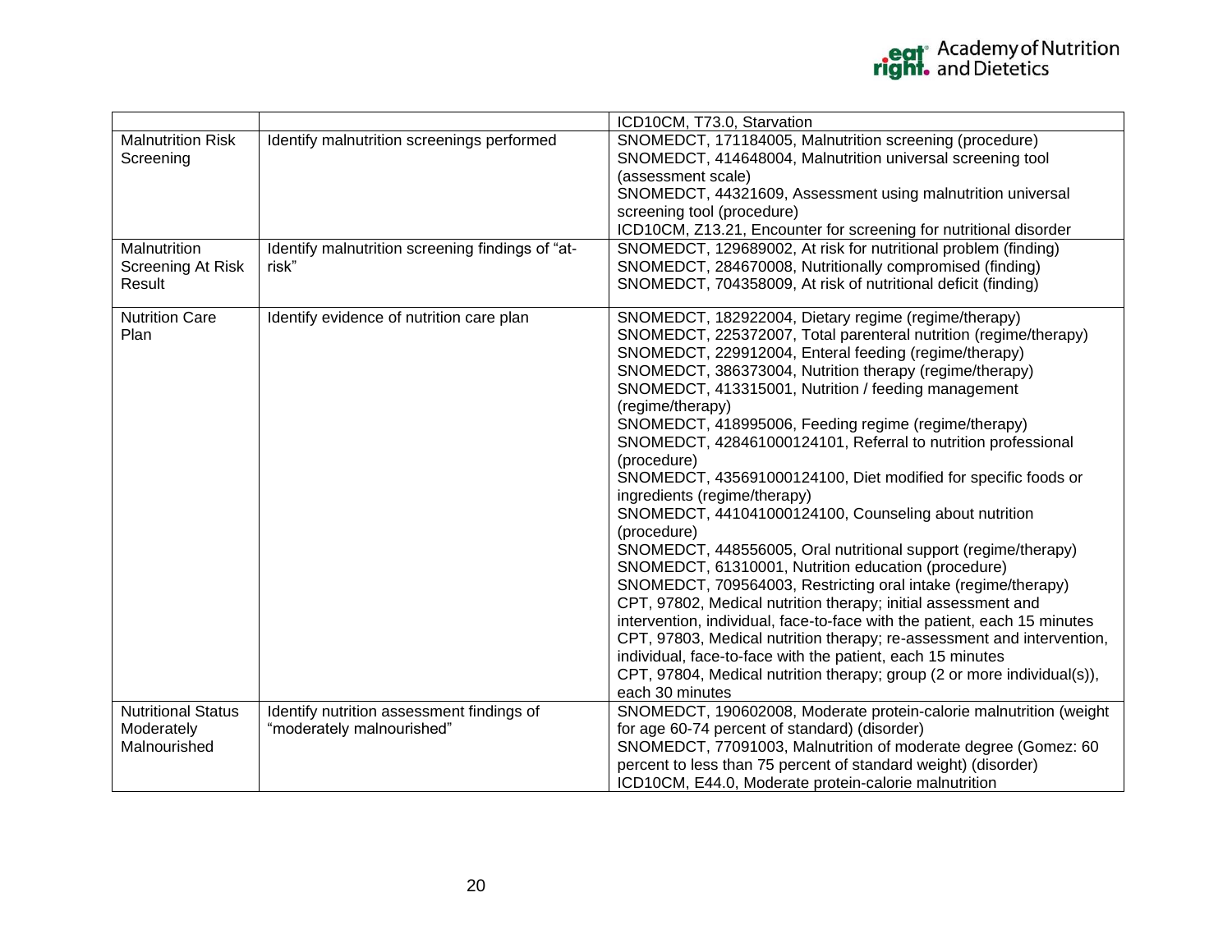| | | |
|---|---|---|
| | | ICD10CM, T73.0, Starvation |
| Malnutrition Risk Screening | Identify malnutrition screenings performed | SNOMEDCT, 171184005, Malnutrition screening (procedure)<br>SNOMEDCT, 414648004, Malnutrition universal screening tool (assessment scale)<br>SNOMEDCT, 44321609, Assessment using malnutrition universal screening tool (procedure)<br>ICD10CM, Z13.21, Encounter for screening for nutritional disorder |
| Malnutrition Screening At Risk Result | Identify malnutrition screening findings of “at-risk” | SNOMEDCT, 129689002, At risk for nutritional problem (finding)<br>SNOMEDCT, 284670008, Nutritionally compromised (finding)<br>SNOMEDCT, 704358009, At risk of nutritional deficit (finding) |
| Nutrition Care Plan | Identify evidence of nutrition care plan | SNOMEDCT, 182922004, Dietary regime (regime/therapy)<br>SNOMEDCT, 225372007, Total parenteral nutrition (regime/therapy)<br>SNOMEDCT, 229912004, Enteral feeding (regime/therapy)<br>SNOMEDCT, 386373004, Nutrition therapy (regime/therapy)<br>SNOMEDCT, 413315001, Nutrition / feeding management (regime/therapy)<br>SNOMEDCT, 418995006, Feeding regime (regime/therapy)<br>SNOMEDCT, 428461000124101, Referral to nutrition professional (procedure)<br>SNOMEDCT, 435691000124100, Diet modified for specific foods or ingredients (regime/therapy)<br>SNOMEDCT, 441041000124100, Counseling about nutrition (procedure)<br>SNOMEDCT, 448556005, Oral nutritional support (regime/therapy)<br>SNOMEDCT, 61310001, Nutrition education (procedure)<br>SNOMEDCT, 709564003, Restricting oral intake (regime/therapy)<br>CPT, 97802, Medical nutrition therapy; initial assessment and intervention, individual, face-to-face with the patient, each 15 minutes<br>CPT, 97803, Medical nutrition therapy; re-assessment and intervention, individual, face-to-face with the patient, each 15 minutes<br>CPT, 97804, Medical nutrition therapy; group (2 or more individual(s)), each 30 minutes |
| Nutritional Status Moderately Malnourished | Identify nutrition assessment findings of “moderately malnourished” | SNOMEDCT, 190602008, Moderate protein-calorie malnutrition (weight for age 60-74 percent of standard) (disorder)<br>SNOMEDCT, 77091003, Malnutrition of moderate degree (Gomez: 60 percent to less than 75 percent of standard weight) (disorder)<br>ICD10CM, E44.0, Moderate protein-calorie malnutrition |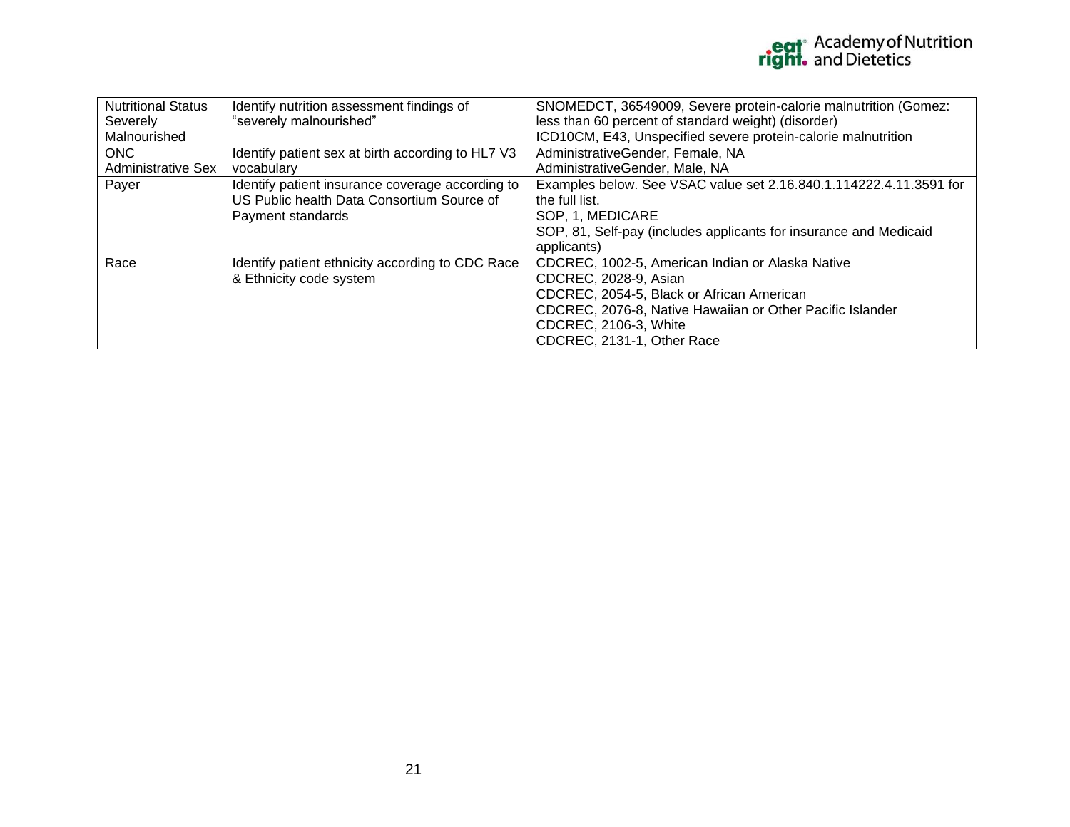| | | |
|---|---|---|
| Nutritional Status Severely Malnourished | Identify nutrition assessment findings of "severely malnourished" | SNOMEDCT, 36549009, Severe protein-calorie malnutrition (Gomez: less than 60 percent of standard weight) (disorder)<br>ICD10CM, E43, Unspecified severe protein-calorie malnutrition |
| ONC Administrative Sex | Identify patient sex at birth according to HL7 V3 vocabulary | AdministrativeGender, Female, NA<br>AdministrativeGender, Male, NA |
| Payer | Identify patient insurance coverage according to US Public health Data Consortium Source of Payment standards | Examples below. See VSAC value set 2.16.840.1.114222.4.11.3591 for the full list.<br>SOP, 1, MEDICARE<br>SOP, 81, Self-pay (includes applicants for insurance and Medicaid applicants) |
| Race | Identify patient ethnicity according to CDC Race & Ethnicity code system | CDCREC, 1002-5, American Indian or Alaska Native<br>CDCREC, 2028-9, Asian<br>CDCREC, 2054-5, Black or African American<br>CDCREC, 2076-8, Native Hawaiian or Other Pacific Islander<br>CDCREC, 2106-3, White<br>CDCREC, 2131-1, Other Race |